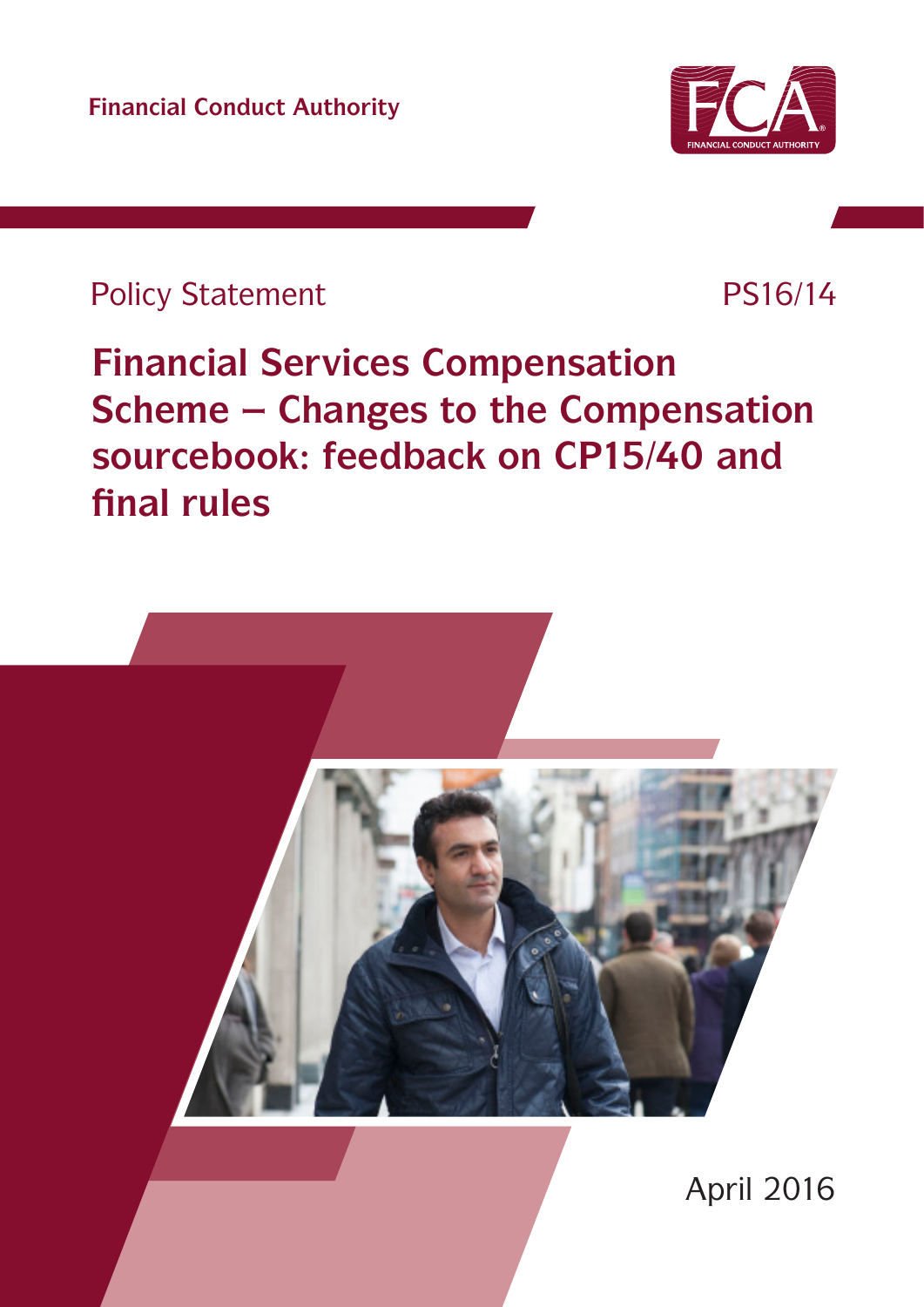Financial Conduct Authority

Policy Statement

PS16/14

# Financial Services Compensation Scheme – Changes to the Compensation sourcebook: feedback on CP15/40 and final rules

April 2016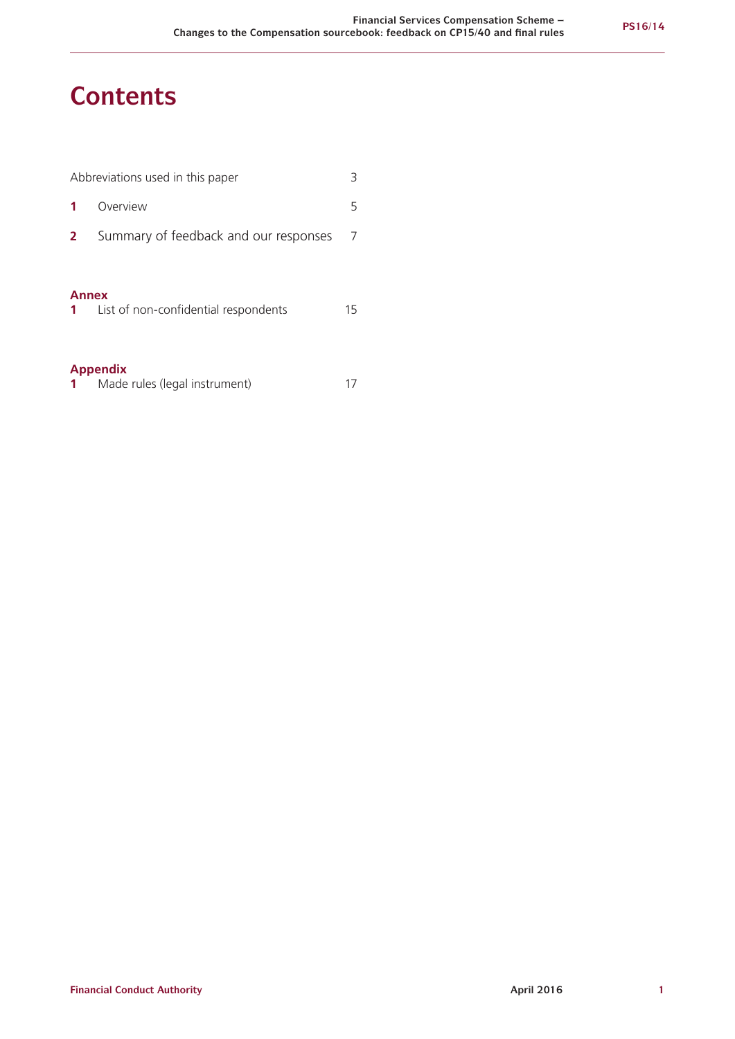# Contents

| | | |
|---|---|---|
| | Abbreviations used in this paper | 3 |
| **1** | Overview | 5 |
| **2** | Summary of feedback and our responses | 7 |

**Annex**

| | | |
|---|---|---|
| **1** | List of non-confidential respondents | 15 |

**Appendix**

| | | |
|---|---|---|
| **1** | Made rules (legal instrument) | 17 |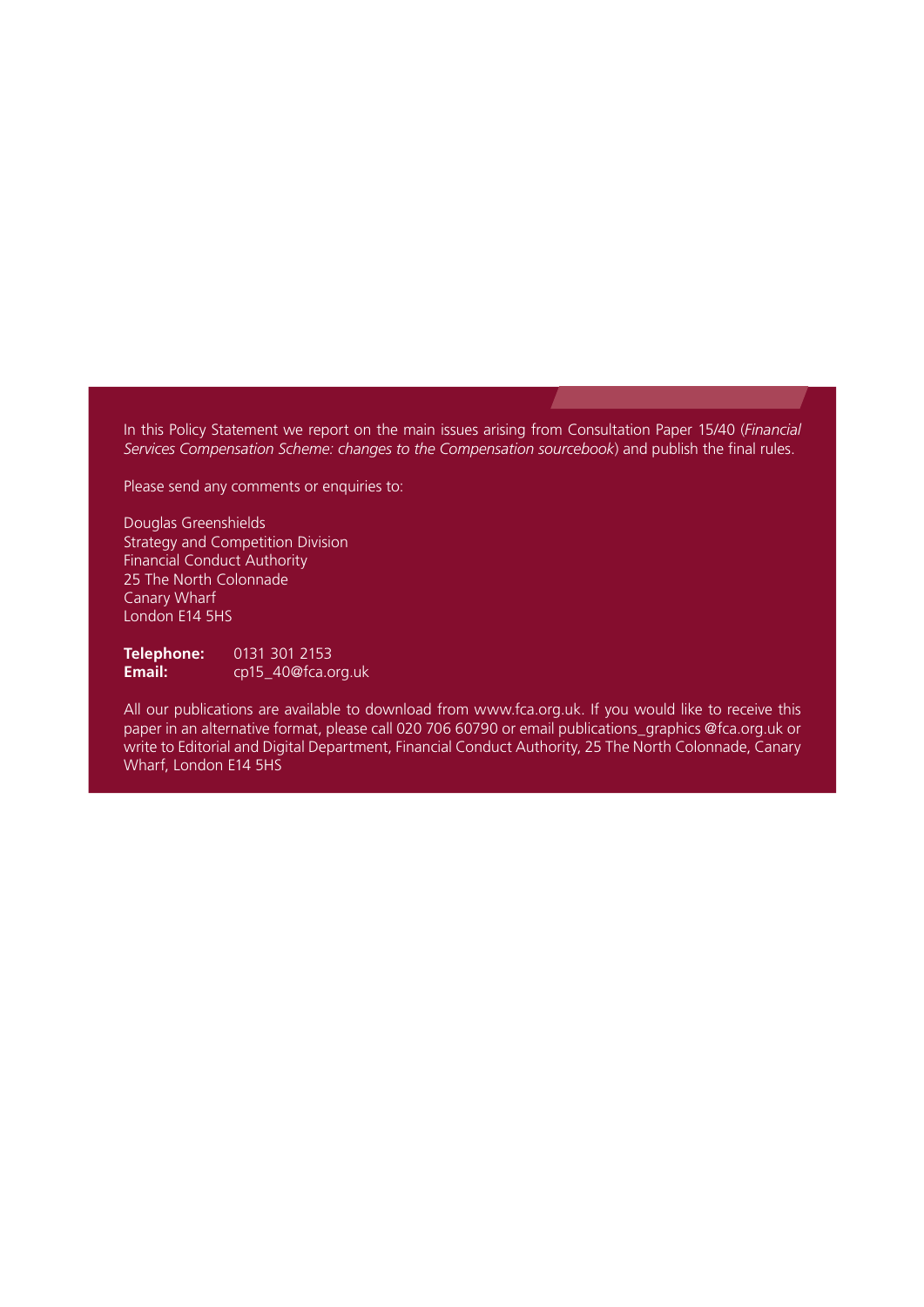In this Policy Statement we report on the main issues arising from Consultation Paper 15/40 (*Financial Services Compensation Scheme: changes to the Compensation sourcebook*) and publish the final rules.

Please send any comments or enquiries to:

Douglas Greenshields
Strategy and Competition Division
Financial Conduct Authority
25 The North Colonnade
Canary Wharf
London E14 5HS

**Telephone:** 0131 301 2153
**Email:** cp15_40@fca.org.uk

All our publications are available to download from www.fca.org.uk. If you would like to receive this paper in an alternative format, please call 020 706 60790 or email publications_graphics @fca.org.uk or write to Editorial and Digital Department, Financial Conduct Authority, 25 The North Colonnade, Canary Wharf, London E14 5HS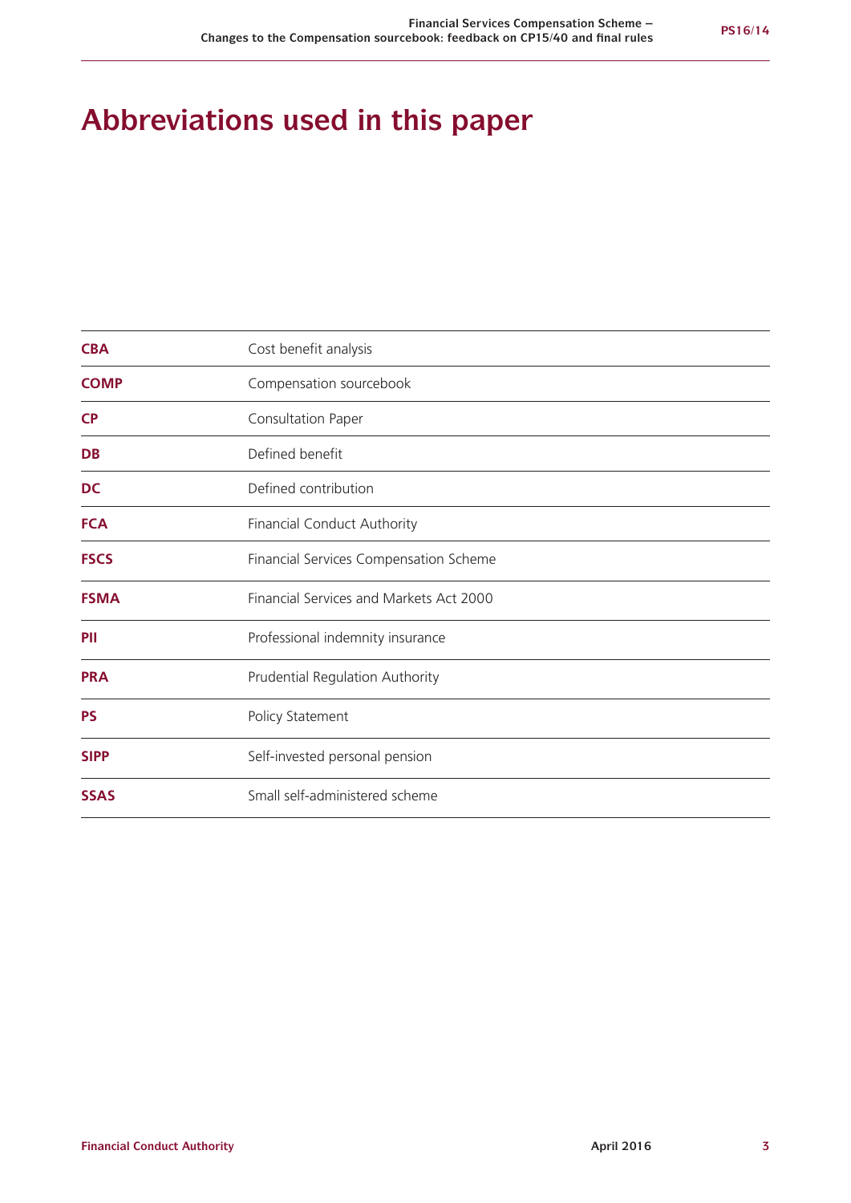# Abbreviations used in this paper

| | |
|---|---|
| **CBA** | Cost benefit analysis |
| **COMP** | Compensation sourcebook |
| **CP** | Consultation Paper |
| **DB** | Defined benefit |
| **DC** | Defined contribution |
| **FCA** | Financial Conduct Authority |
| **FSCS** | Financial Services Compensation Scheme |
| **FSMA** | Financial Services and Markets Act 2000 |
| **PII** | Professional indemnity insurance |
| **PRA** | Prudential Regulation Authority |
| **PS** | Policy Statement |
| **SIPP** | Self-invested personal pension |
| **SSAS** | Small self-administered scheme |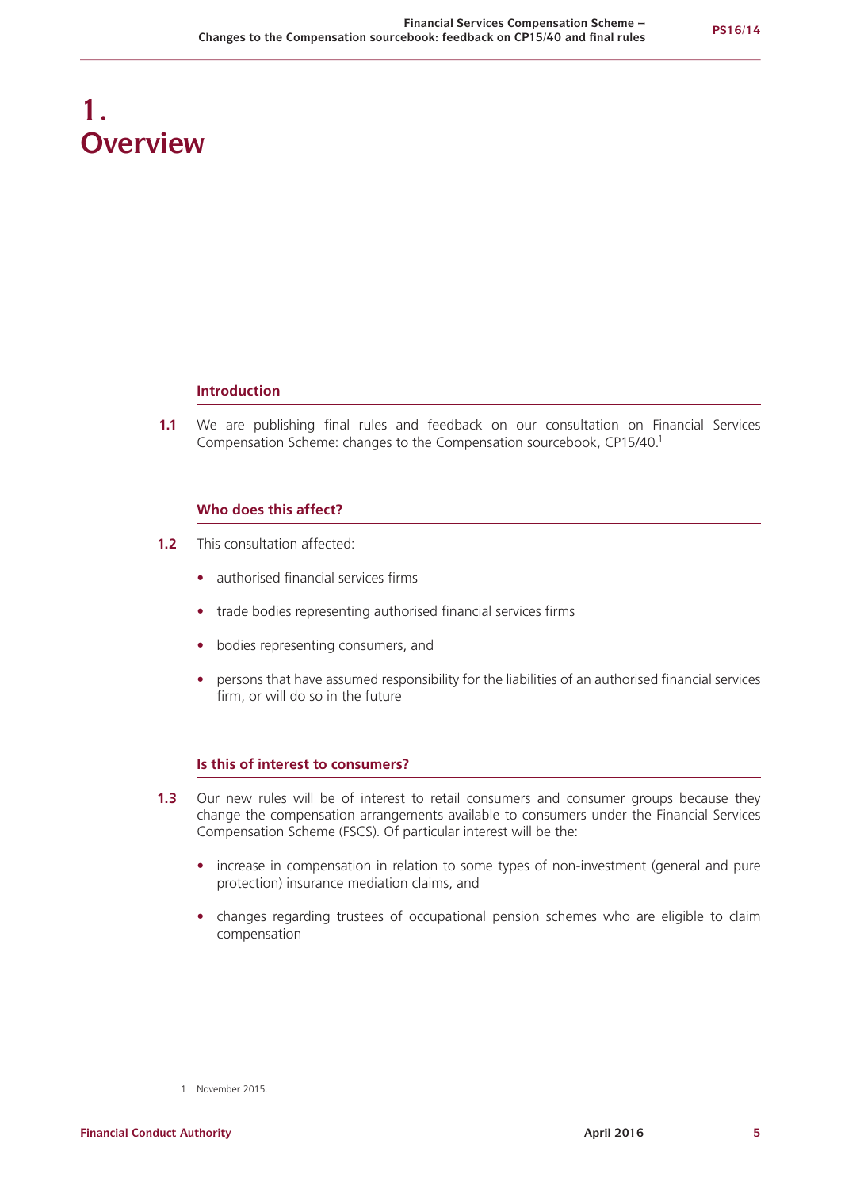# 1. Overview

## Introduction

**1.1** We are publishing final rules and feedback on our consultation on Financial Services Compensation Scheme: changes to the Compensation sourcebook, CP15/40.[1]

## Who does this affect?

**1.2** This consultation affected:

- authorised financial services firms
- trade bodies representing authorised financial services firms
- bodies representing consumers, and
- persons that have assumed responsibility for the liabilities of an authorised financial services firm, or will do so in the future

## Is this of interest to consumers?

**1.3** Our new rules will be of interest to retail consumers and consumer groups because they change the compensation arrangements available to consumers under the Financial Services Compensation Scheme (FSCS). Of particular interest will be the:

- increase in compensation in relation to some types of non-investment (general and pure protection) insurance mediation claims, and
- changes regarding trustees of occupational pension schemes who are eligible to claim compensation

1 November 2015.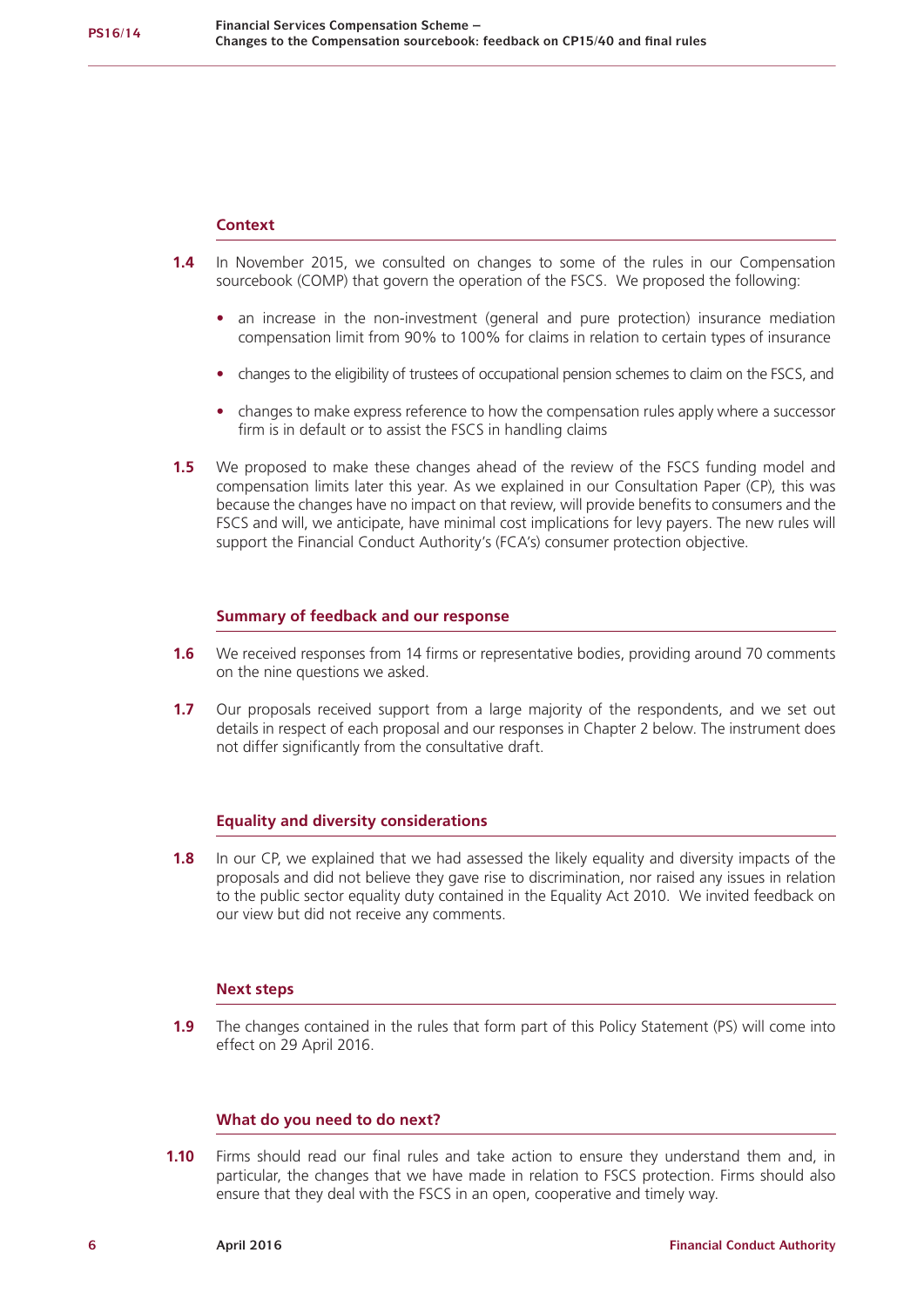### Context

**1.4** In November 2015, we consulted on changes to some of the rules in our Compensation sourcebook (COMP) that govern the operation of the FSCS. We proposed the following:

- an increase in the non-investment (general and pure protection) insurance mediation compensation limit from 90% to 100% for claims in relation to certain types of insurance
- changes to the eligibility of trustees of occupational pension schemes to claim on the FSCS, and
- changes to make express reference to how the compensation rules apply where a successor firm is in default or to assist the FSCS in handling claims

**1.5** We proposed to make these changes ahead of the review of the FSCS funding model and compensation limits later this year. As we explained in our Consultation Paper (CP), this was because the changes have no impact on that review, will provide benefits to consumers and the FSCS and will, we anticipate, have minimal cost implications for levy payers. The new rules will support the Financial Conduct Authority's (FCA's) consumer protection objective.

### Summary of feedback and our response

**1.6** We received responses from 14 firms or representative bodies, providing around 70 comments on the nine questions we asked.

**1.7** Our proposals received support from a large majority of the respondents, and we set out details in respect of each proposal and our responses in Chapter 2 below. The instrument does not differ significantly from the consultative draft.

### Equality and diversity considerations

**1.8** In our CP, we explained that we had assessed the likely equality and diversity impacts of the proposals and did not believe they gave rise to discrimination, nor raised any issues in relation to the public sector equality duty contained in the Equality Act 2010. We invited feedback on our view but did not receive any comments.

### Next steps

**1.9** The changes contained in the rules that form part of this Policy Statement (PS) will come into effect on 29 April 2016.

### What do you need to do next?

**1.10** Firms should read our final rules and take action to ensure they understand them and, in particular, the changes that we have made in relation to FSCS protection. Firms should also ensure that they deal with the FSCS in an open, cooperative and timely way.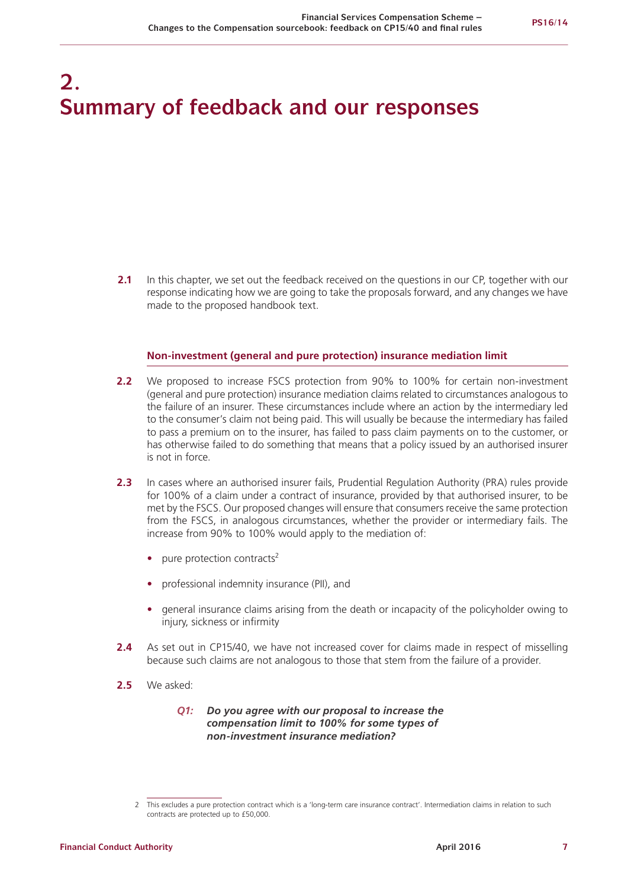# 2. Summary of feedback and our responses

**2.1** In this chapter, we set out the feedback received on the questions in our CP, together with our response indicating how we are going to take the proposals forward, and any changes we have made to the proposed handbook text.

### Non-investment (general and pure protection) insurance mediation limit

**2.2** We proposed to increase FSCS protection from 90% to 100% for certain non-investment (general and pure protection) insurance mediation claims related to circumstances analogous to the failure of an insurer. These circumstances include where an action by the intermediary led to the consumer's claim not being paid. This will usually be because the intermediary has failed to pass a premium on to the insurer, has failed to pass claim payments on to the customer, or has otherwise failed to do something that means that a policy issued by an authorised insurer is not in force.

**2.3** In cases where an authorised insurer fails, Prudential Regulation Authority (PRA) rules provide for 100% of a claim under a contract of insurance, provided by that authorised insurer, to be met by the FSCS. Our proposed changes will ensure that consumers receive the same protection from the FSCS, in analogous circumstances, whether the provider or intermediary fails. The increase from 90% to 100% would apply to the mediation of:

- pure protection contracts[2]
- professional indemnity insurance (PII), and
- general insurance claims arising from the death or incapacity of the policyholder owing to injury, sickness or infirmity

**2.4** As set out in CP15/40, we have not increased cover for claims made in respect of misselling because such claims are not analogous to those that stem from the failure of a provider.

**2.5** We asked:

> ***Q1: Do you agree with our proposal to increase the compensation limit to 100% for some types of non-investment insurance mediation?***

2 This excludes a pure protection contract which is a 'long-term care insurance contract'. Intermediation claims in relation to such contracts are protected up to £50,000.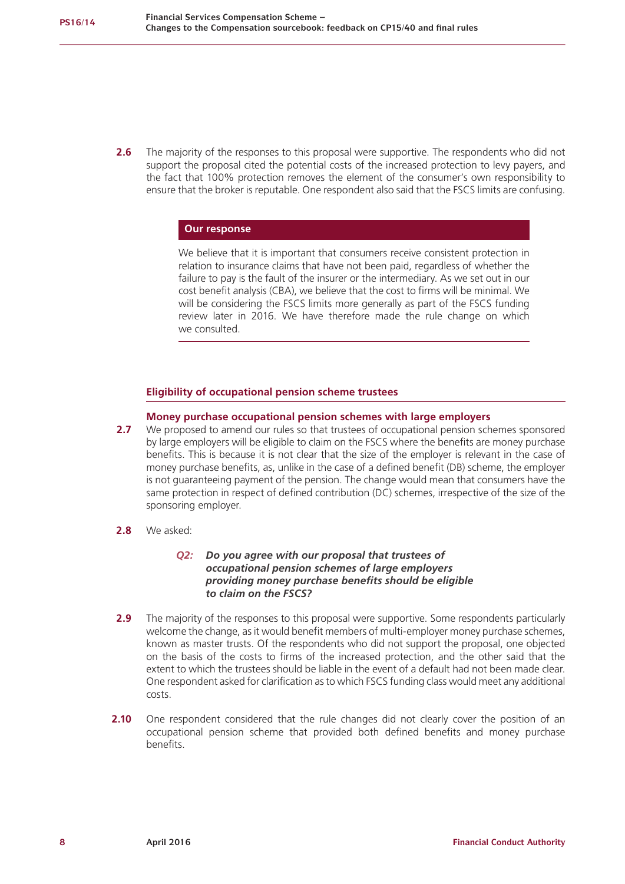**2.6** The majority of the responses to this proposal were supportive. The respondents who did not support the proposal cited the potential costs of the increased protection to levy payers, and the fact that 100% protection removes the element of the consumer's own responsibility to ensure that the broker is reputable. One respondent also said that the FSCS limits are confusing.

**Our response**

We believe that it is important that consumers receive consistent protection in relation to insurance claims that have not been paid, regardless of whether the failure to pay is the fault of the insurer or the intermediary. As we set out in our cost benefit analysis (CBA), we believe that the cost to firms will be minimal. We will be considering the FSCS limits more generally as part of the FSCS funding review later in 2016. We have therefore made the rule change on which we consulted.

## Eligibility of occupational pension scheme trustees

### Money purchase occupational pension schemes with large employers

**2.7** We proposed to amend our rules so that trustees of occupational pension schemes sponsored by large employers will be eligible to claim on the FSCS where the benefits are money purchase benefits. This is because it is not clear that the size of the employer is relevant in the case of money purchase benefits, as, unlike in the case of a defined benefit (DB) scheme, the employer is not guaranteeing payment of the pension. The change would mean that consumers have the same protection in respect of defined contribution (DC) schemes, irrespective of the size of the sponsoring employer.

**2.8** We asked:

> ***Q2: Do you agree with our proposal that trustees of occupational pension schemes of large employers providing money purchase benefits should be eligible to claim on the FSCS?***

**2.9** The majority of the responses to this proposal were supportive. Some respondents particularly welcome the change, as it would benefit members of multi-employer money purchase schemes, known as master trusts. Of the respondents who did not support the proposal, one objected on the basis of the costs to firms of the increased protection, and the other said that the extent to which the trustees should be liable in the event of a default had not been made clear. One respondent asked for clarification as to which FSCS funding class would meet any additional costs.

**2.10** One respondent considered that the rule changes did not clearly cover the position of an occupational pension scheme that provided both defined benefits and money purchase benefits.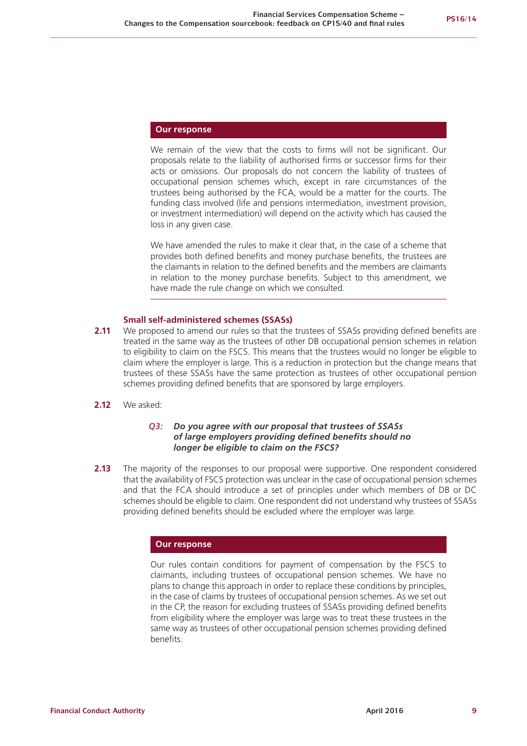**Our response**

We remain of the view that the costs to firms will not be significant. Our proposals relate to the liability of authorised firms or successor firms for their acts or omissions. Our proposals do not concern the liability of trustees of occupational pension schemes which, except in rare circumstances of the trustees being authorised by the FCA, would be a matter for the courts. The funding class involved (life and pensions intermediation, investment provision, or investment intermediation) will depend on the activity which has caused the loss in any given case.

We have amended the rules to make it clear that, in the case of a scheme that provides both defined benefits and money purchase benefits, the trustees are the claimants in relation to the defined benefits and the members are claimants in relation to the money purchase benefits. Subject to this amendment, we have made the rule change on which we consulted.

### Small self-administered schemes (SSASs)

**2.11** We proposed to amend our rules so that the trustees of SSASs providing defined benefits are treated in the same way as the trustees of other DB occupational pension schemes in relation to eligibility to claim on the FSCS. This means that the trustees would no longer be eligible to claim where the employer is large. This is a reduction in protection but the change means that trustees of these SSASs have the same protection as trustees of other occupational pension schemes providing defined benefits that are sponsored by large employers.

**2.12** We asked:

> ***Q3: Do you agree with our proposal that trustees of SSASs of large employers providing defined benefits should no longer be eligible to claim on the FSCS?***

**2.13** The majority of the responses to our proposal were supportive. One respondent considered that the availability of FSCS protection was unclear in the case of occupational pension schemes and that the FCA should introduce a set of principles under which members of DB or DC schemes should be eligible to claim. One respondent did not understand why trustees of SSASs providing defined benefits should be excluded where the employer was large.

**Our response**

Our rules contain conditions for payment of compensation by the FSCS to claimants, including trustees of occupational pension schemes. We have no plans to change this approach in order to replace these conditions by principles, in the case of claims by trustees of occupational pension schemes. As we set out in the CP, the reason for excluding trustees of SSASs providing defined benefits from eligibility where the employer was large was to treat these trustees in the same way as trustees of other occupational pension schemes providing defined benefits.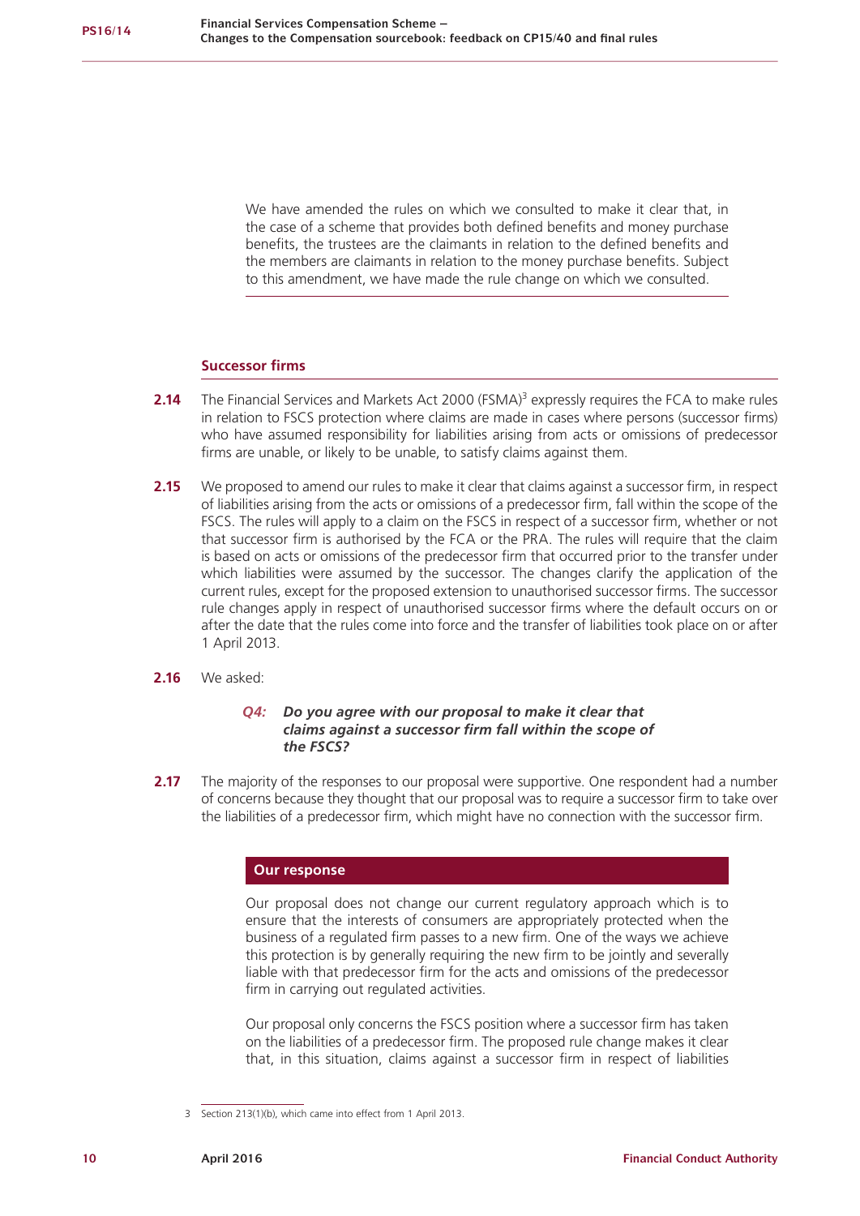We have amended the rules on which we consulted to make it clear that, in the case of a scheme that provides both defined benefits and money purchase benefits, the trustees are the claimants in relation to the defined benefits and the members are claimants in relation to the money purchase benefits. Subject to this amendment, we have made the rule change on which we consulted.

### Successor firms

**2.14** The Financial Services and Markets Act 2000 (FSMA)[3] expressly requires the FCA to make rules in relation to FSCS protection where claims are made in cases where persons (successor firms) who have assumed responsibility for liabilities arising from acts or omissions of predecessor firms are unable, or likely to be unable, to satisfy claims against them.

**2.15** We proposed to amend our rules to make it clear that claims against a successor firm, in respect of liabilities arising from the acts or omissions of a predecessor firm, fall within the scope of the FSCS. The rules will apply to a claim on the FSCS in respect of a successor firm, whether or not that successor firm is authorised by the FCA or the PRA. The rules will require that the claim is based on acts or omissions of the predecessor firm that occurred prior to the transfer under which liabilities were assumed by the successor. The changes clarify the application of the current rules, except for the proposed extension to unauthorised successor firms. The successor rule changes apply in respect of unauthorised successor firms where the default occurs on or after the date that the rules come into force and the transfer of liabilities took place on or after 1 April 2013.

**2.16** We asked:

> ***Q4: Do you agree with our proposal to make it clear that claims against a successor firm fall within the scope of the FSCS?***

**2.17** The majority of the responses to our proposal were supportive. One respondent had a number of concerns because they thought that our proposal was to require a successor firm to take over the liabilities of a predecessor firm, which might have no connection with the successor firm.

**Our response**

Our proposal does not change our current regulatory approach which is to ensure that the interests of consumers are appropriately protected when the business of a regulated firm passes to a new firm. One of the ways we achieve this protection is by generally requiring the new firm to be jointly and severally liable with that predecessor firm for the acts and omissions of the predecessor firm in carrying out regulated activities.

Our proposal only concerns the FSCS position where a successor firm has taken on the liabilities of a predecessor firm. The proposed rule change makes it clear that, in this situation, claims against a successor firm in respect of liabilities

3 Section 213(1)(b), which came into effect from 1 April 2013.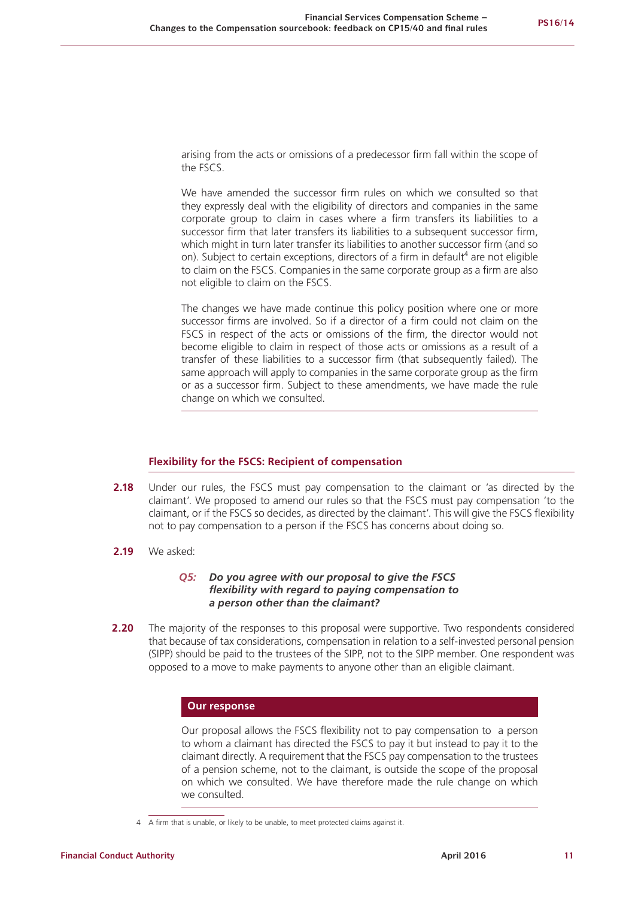arising from the acts or omissions of a predecessor firm fall within the scope of the FSCS.

We have amended the successor firm rules on which we consulted so that they expressly deal with the eligibility of directors and companies in the same corporate group to claim in cases where a firm transfers its liabilities to a successor firm that later transfers its liabilities to a subsequent successor firm, which might in turn later transfer its liabilities to another successor firm (and so on). Subject to certain exceptions, directors of a firm in default[4] are not eligible to claim on the FSCS. Companies in the same corporate group as a firm are also not eligible to claim on the FSCS.

The changes we have made continue this policy position where one or more successor firms are involved. So if a director of a firm could not claim on the FSCS in respect of the acts or omissions of the firm, the director would not become eligible to claim in respect of those acts or omissions as a result of a transfer of these liabilities to a successor firm (that subsequently failed). The same approach will apply to companies in the same corporate group as the firm or as a successor firm. Subject to these amendments, we have made the rule change on which we consulted.

### Flexibility for the FSCS: Recipient of compensation

**2.18** Under our rules, the FSCS must pay compensation to the claimant or 'as directed by the claimant'. We proposed to amend our rules so that the FSCS must pay compensation 'to the claimant, or if the FSCS so decides, as directed by the claimant'. This will give the FSCS flexibility not to pay compensation to a person if the FSCS has concerns about doing so.

**2.19** We asked:

> ***Q5: Do you agree with our proposal to give the FSCS flexibility with regard to paying compensation to a person other than the claimant?***

**2.20** The majority of the responses to this proposal were supportive. Two respondents considered that because of tax considerations, compensation in relation to a self-invested personal pension (SIPP) should be paid to the trustees of the SIPP, not to the SIPP member. One respondent was opposed to a move to make payments to anyone other than an eligible claimant.

#### Our response

Our proposal allows the FSCS flexibility not to pay compensation to a person to whom a claimant has directed the FSCS to pay it but instead to pay it to the claimant directly. A requirement that the FSCS pay compensation to the trustees of a pension scheme, not to the claimant, is outside the scope of the proposal on which we consulted. We have therefore made the rule change on which we consulted.

---

[4] A firm that is unable, or likely to be unable, to meet protected claims against it.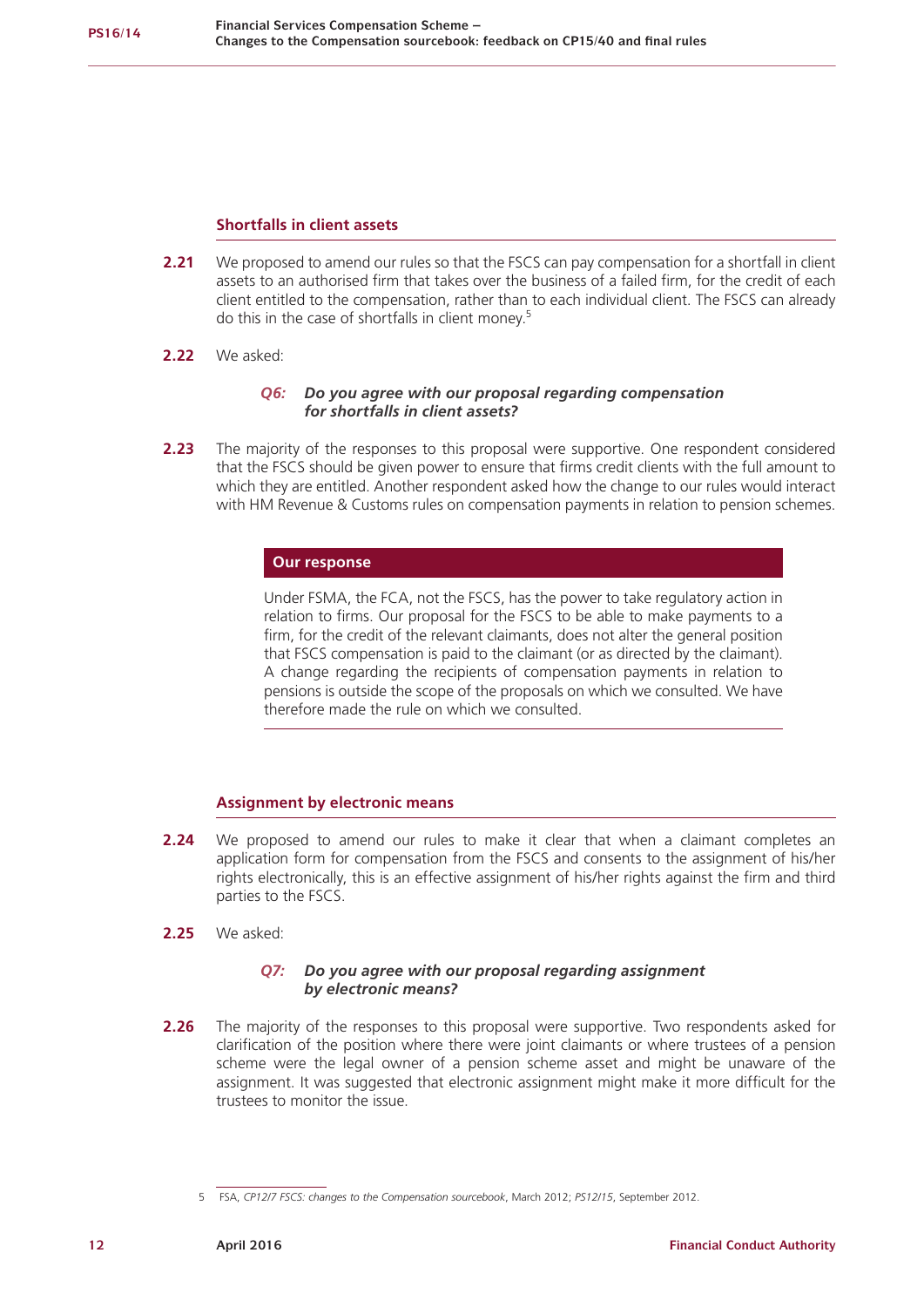### Shortfalls in client assets

**2.21** We proposed to amend our rules so that the FSCS can pay compensation for a shortfall in client assets to an authorised firm that takes over the business of a failed firm, for the credit of each client entitled to the compensation, rather than to each individual client. The FSCS can already do this in the case of shortfalls in client money.[5]

**2.22** We asked:

> ***Q6: Do you agree with our proposal regarding compensation for shortfalls in client assets?***

**2.23** The majority of the responses to this proposal were supportive. One respondent considered that the FSCS should be given power to ensure that firms credit clients with the full amount to which they are entitled. Another respondent asked how the change to our rules would interact with HM Revenue & Customs rules on compensation payments in relation to pension schemes.

> **Our response**
>
> Under FSMA, the FCA, not the FSCS, has the power to take regulatory action in relation to firms. Our proposal for the FSCS to be able to make payments to a firm, for the credit of the relevant claimants, does not alter the general position that FSCS compensation is paid to the claimant (or as directed by the claimant). A change regarding the recipients of compensation payments in relation to pensions is outside the scope of the proposals on which we consulted. We have therefore made the rule on which we consulted.

### Assignment by electronic means

**2.24** We proposed to amend our rules to make it clear that when a claimant completes an application form for compensation from the FSCS and consents to the assignment of his/her rights electronically, this is an effective assignment of his/her rights against the firm and third parties to the FSCS.

**2.25** We asked:

> ***Q7: Do you agree with our proposal regarding assignment by electronic means?***

**2.26** The majority of the responses to this proposal were supportive. Two respondents asked for clarification of the position where there were joint claimants or where trustees of a pension scheme were the legal owner of a pension scheme asset and might be unaware of the assignment. It was suggested that electronic assignment might make it more difficult for the trustees to monitor the issue.

---

5 FSA, *CP12/7 FSCS: changes to the Compensation sourcebook*, March 2012; *PS12/15*, September 2012.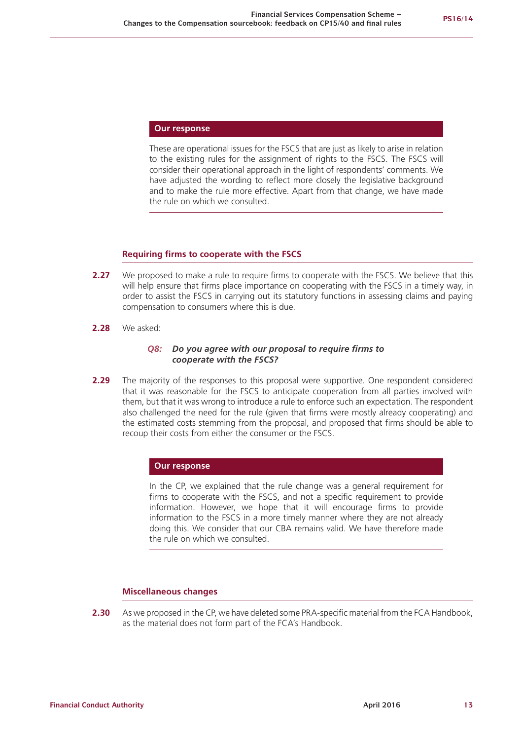**Our response**

These are operational issues for the FSCS that are just as likely to arise in relation to the existing rules for the assignment of rights to the FSCS. The FSCS will consider their operational approach in the light of respondents' comments. We have adjusted the wording to reflect more closely the legislative background and to make the rule more effective. Apart from that change, we have made the rule on which we consulted.

### Requiring firms to cooperate with the FSCS

**2.27** We proposed to make a rule to require firms to cooperate with the FSCS. We believe that this will help ensure that firms place importance on cooperating with the FSCS in a timely way, in order to assist the FSCS in carrying out its statutory functions in assessing claims and paying compensation to consumers where this is due.

**2.28** We asked:

> ***Q8: Do you agree with our proposal to require firms to cooperate with the FSCS?***

**2.29** The majority of the responses to this proposal were supportive. One respondent considered that it was reasonable for the FSCS to anticipate cooperation from all parties involved with them, but that it was wrong to introduce a rule to enforce such an expectation. The respondent also challenged the need for the rule (given that firms were mostly already cooperating) and the estimated costs stemming from the proposal, and proposed that firms should be able to recoup their costs from either the consumer or the FSCS.

**Our response**

In the CP, we explained that the rule change was a general requirement for firms to cooperate with the FSCS, and not a specific requirement to provide information. However, we hope that it will encourage firms to provide information to the FSCS in a more timely manner where they are not already doing this. We consider that our CBA remains valid. We have therefore made the rule on which we consulted.

### Miscellaneous changes

**2.30** As we proposed in the CP, we have deleted some PRA-specific material from the FCA Handbook, as the material does not form part of the FCA's Handbook.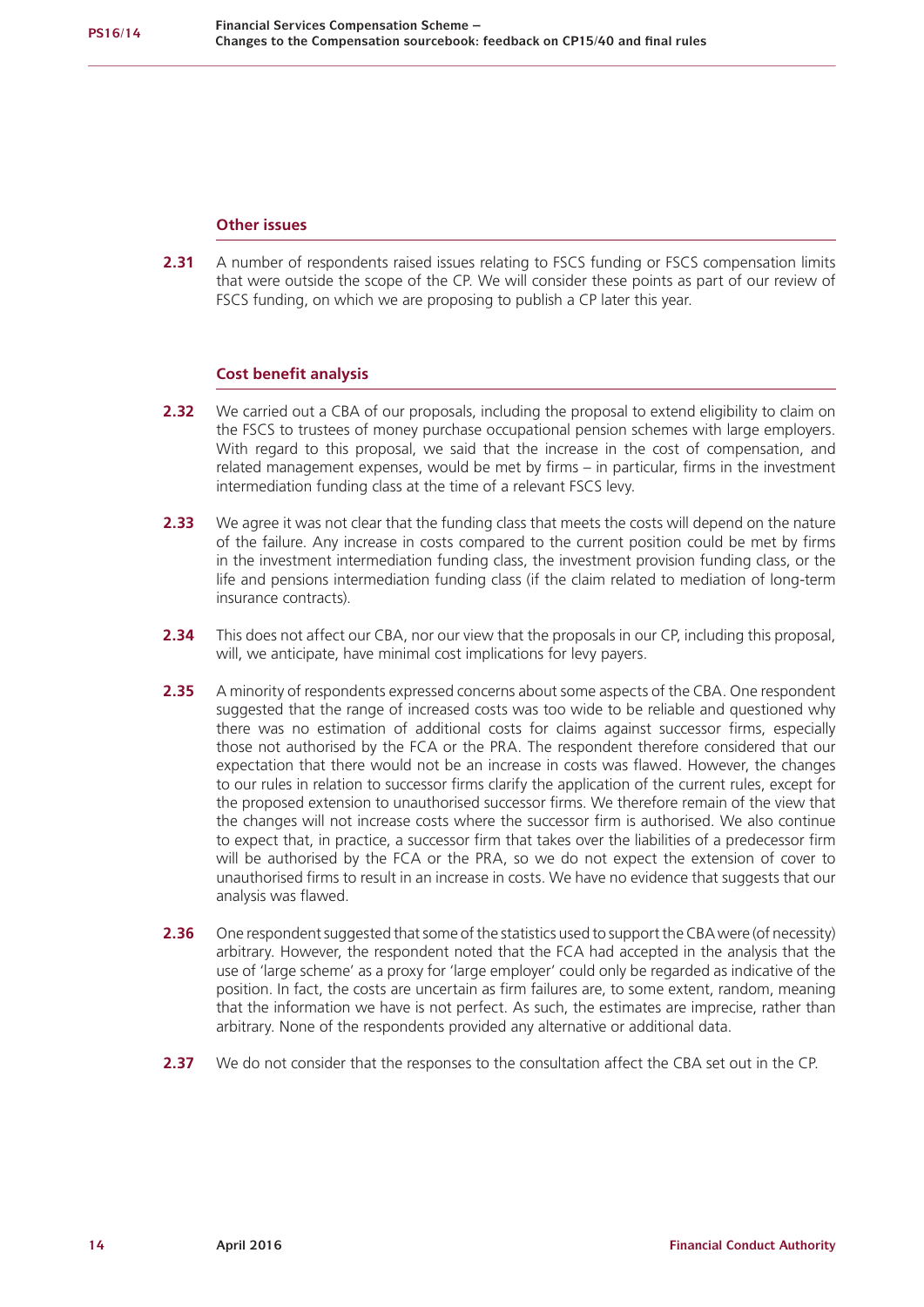### Other issues

**2.31** A number of respondents raised issues relating to FSCS funding or FSCS compensation limits that were outside the scope of the CP. We will consider these points as part of our review of FSCS funding, on which we are proposing to publish a CP later this year.

### Cost benefit analysis

**2.32** We carried out a CBA of our proposals, including the proposal to extend eligibility to claim on the FSCS to trustees of money purchase occupational pension schemes with large employers. With regard to this proposal, we said that the increase in the cost of compensation, and related management expenses, would be met by firms – in particular, firms in the investment intermediation funding class at the time of a relevant FSCS levy.

**2.33** We agree it was not clear that the funding class that meets the costs will depend on the nature of the failure. Any increase in costs compared to the current position could be met by firms in the investment intermediation funding class, the investment provision funding class, or the life and pensions intermediation funding class (if the claim related to mediation of long-term insurance contracts).

**2.34** This does not affect our CBA, nor our view that the proposals in our CP, including this proposal, will, we anticipate, have minimal cost implications for levy payers.

**2.35** A minority of respondents expressed concerns about some aspects of the CBA. One respondent suggested that the range of increased costs was too wide to be reliable and questioned why there was no estimation of additional costs for claims against successor firms, especially those not authorised by the FCA or the PRA. The respondent therefore considered that our expectation that there would not be an increase in costs was flawed. However, the changes to our rules in relation to successor firms clarify the application of the current rules, except for the proposed extension to unauthorised successor firms. We therefore remain of the view that the changes will not increase costs where the successor firm is authorised. We also continue to expect that, in practice, a successor firm that takes over the liabilities of a predecessor firm will be authorised by the FCA or the PRA, so we do not expect the extension of cover to unauthorised firms to result in an increase in costs. We have no evidence that suggests that our analysis was flawed.

**2.36** One respondent suggested that some of the statistics used to support the CBA were (of necessity) arbitrary. However, the respondent noted that the FCA had accepted in the analysis that the use of 'large scheme' as a proxy for 'large employer' could only be regarded as indicative of the position. In fact, the costs are uncertain as firm failures are, to some extent, random, meaning that the information we have is not perfect. As such, the estimates are imprecise, rather than arbitrary. None of the respondents provided any alternative or additional data.

**2.37** We do not consider that the responses to the consultation affect the CBA set out in the CP.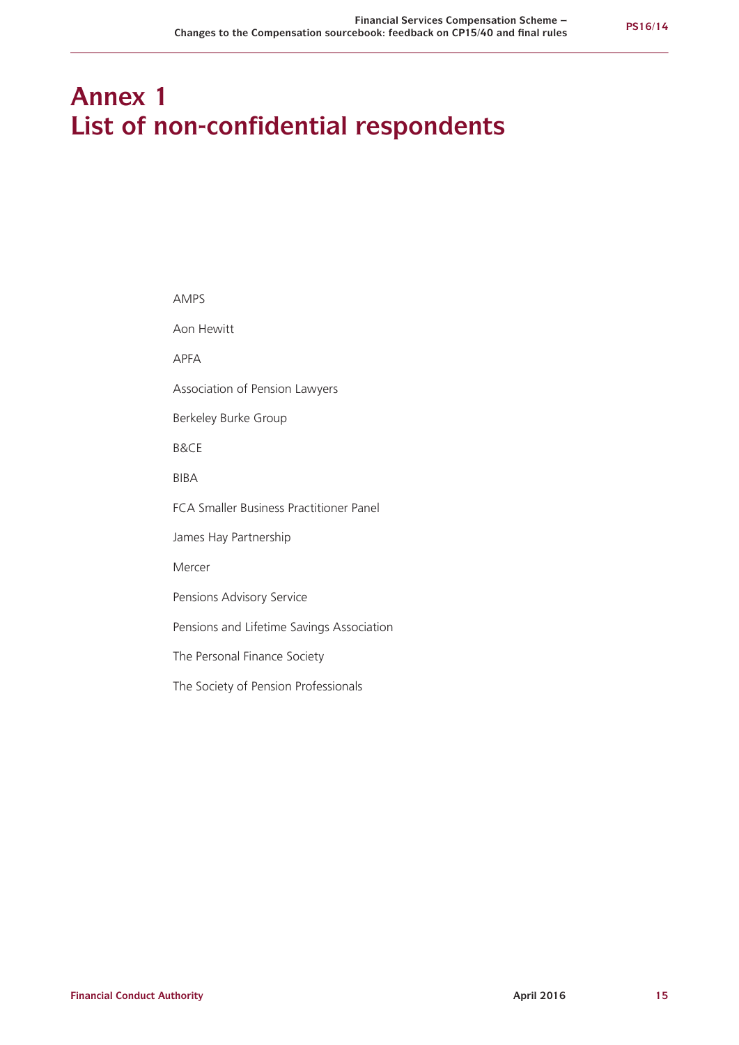# Annex 1
# List of non-confidential respondents

AMPS

Aon Hewitt

APFA

Association of Pension Lawyers

Berkeley Burke Group

B&CE

BIBA

FCA Smaller Business Practitioner Panel

James Hay Partnership

Mercer

Pensions Advisory Service

Pensions and Lifetime Savings Association

The Personal Finance Society

The Society of Pension Professionals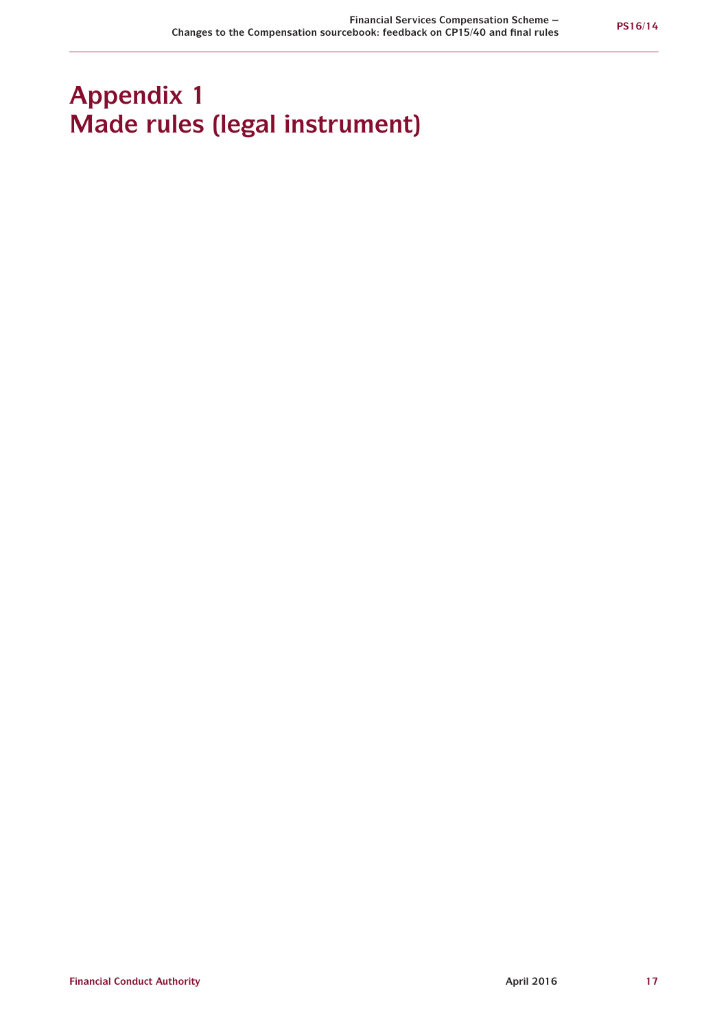# Appendix 1
# Made rules (legal instrument)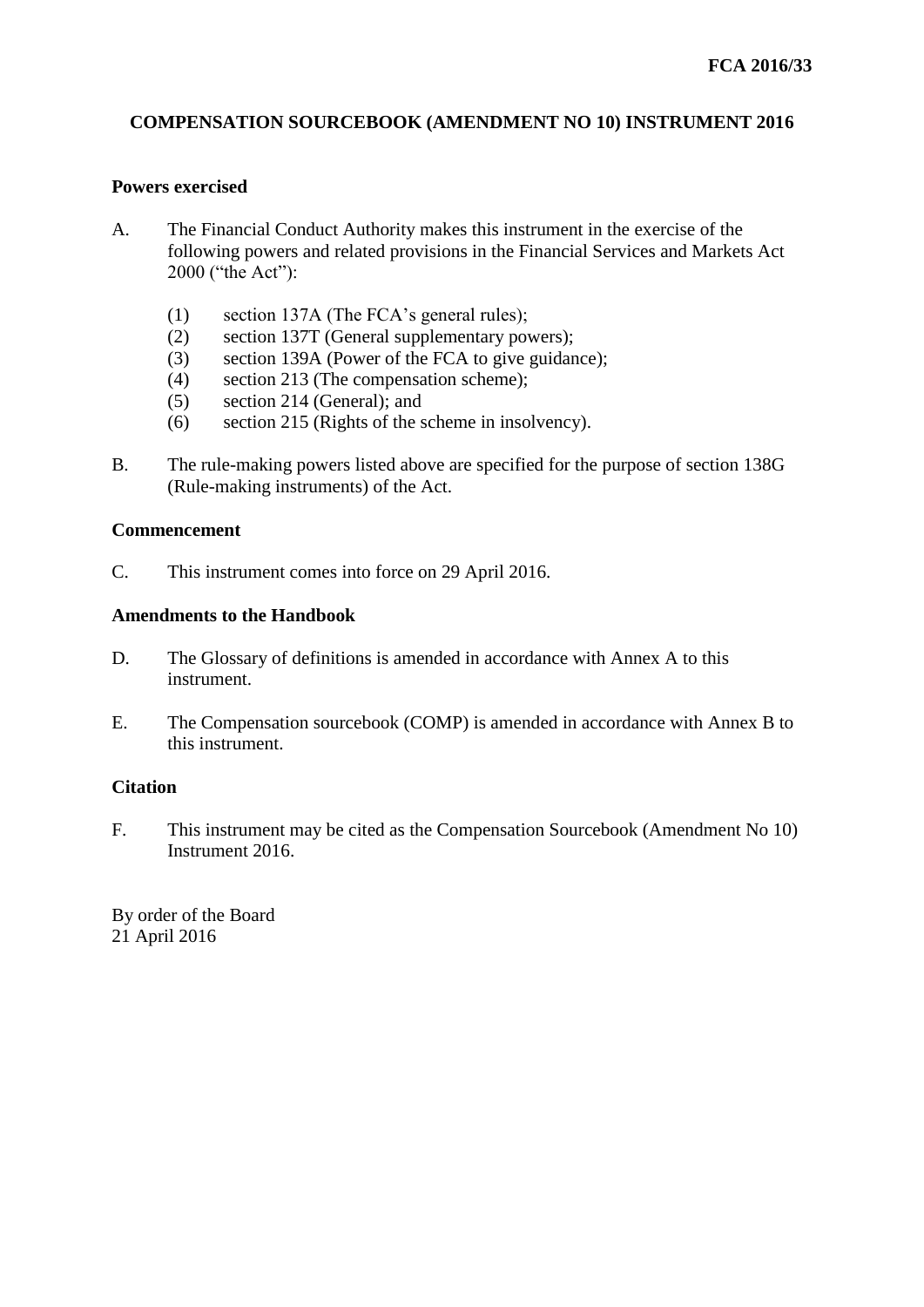**FCA 2016/33**

# COMPENSATION SOURCEBOOK (AMENDMENT NO 10) INSTRUMENT 2016

## Powers exercised

A. The Financial Conduct Authority makes this instrument in the exercise of the following powers and related provisions in the Financial Services and Markets Act 2000 ("the Act"):

   (1) section 137A (The FCA's general rules);
   (2) section 137T (General supplementary powers);
   (3) section 139A (Power of the FCA to give guidance);
   (4) section 213 (The compensation scheme);
   (5) section 214 (General); and
   (6) section 215 (Rights of the scheme in insolvency).

B. The rule-making powers listed above are specified for the purpose of section 138G (Rule-making instruments) of the Act.

## Commencement

C. This instrument comes into force on 29 April 2016.

## Amendments to the Handbook

D. The Glossary of definitions is amended in accordance with Annex A to this instrument.

E. The Compensation sourcebook (COMP) is amended in accordance with Annex B to this instrument.

## Citation

F. This instrument may be cited as the Compensation Sourcebook (Amendment No 10) Instrument 2016.

By order of the Board
21 April 2016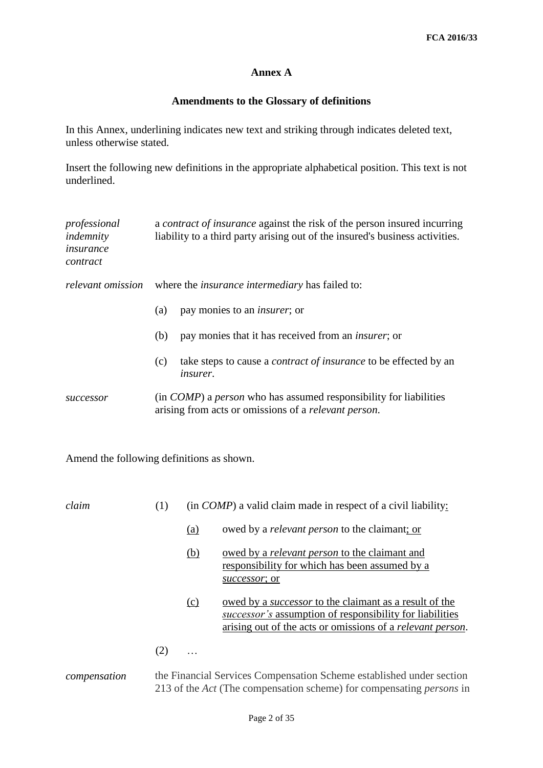## Annex A

### Amendments to the Glossary of definitions

In this Annex, underlining indicates new text and striking through indicates deleted text, unless otherwise stated.

Insert the following new definitions in the appropriate alphabetical position. This text is not underlined.

| | |
|---|---|
| *professional indemnity insurance contract* | a *contract of insurance* against the risk of the person insured incurring liability to a third party arising out of the insured's business activities. |
| *relevant omission* | where the *insurance intermediary* has failed to: (a) pay monies to an *insurer*; or (b) pay monies that it has received from an *insurer*; or (c) take steps to cause a *contract of insurance* to be effected by an *insurer*. |
| *successor* | (in *COMP*) a *person* who has assumed responsibility for liabilities arising from acts or omissions of a *relevant person*. |

Amend the following definitions as shown.

*claim*

(1) (in *COMP*) a valid claim made in respect of a civil liability<u>:</u>

<u>(a)</u> owed by a *relevant person* to the claimant<u>; or</u>

<u>(b)</u> <u>owed by a *relevant person* to the claimant and responsibility for which has been assumed by a *successor*; or</u>

<u>(c)</u> <u>owed by a *successor* to the claimant as a result of the *successor's* assumption of responsibility for liabilities arising out of the acts or omissions of a *relevant person*.</u>

(2) …

*compensation* the Financial Services Compensation Scheme established under section 213 of the *Act* (The compensation scheme) for compensating *persons* in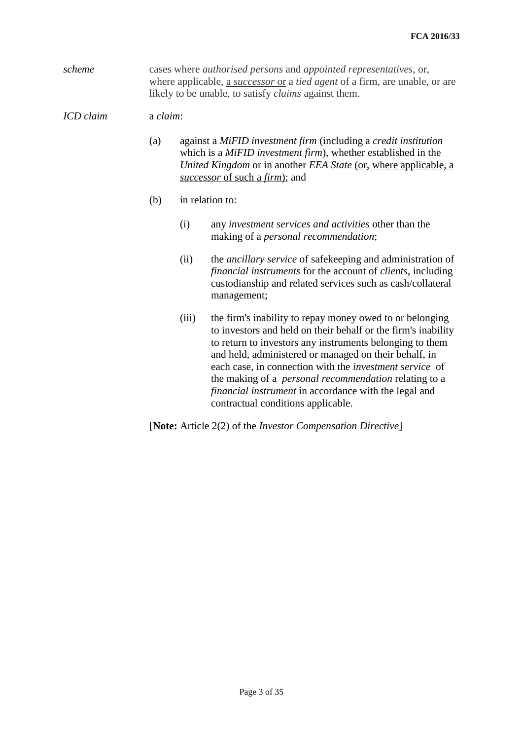*scheme* cases where *authorised persons* and *appointed representatives*, or, where applicable, a *successor* or a *tied agent* of a firm, are unable, or are likely to be unable, to satisfy *claims* against them.

*ICD claim* a *claim*:

(a) against a *MiFID investment firm* (including a *credit institution* which is a *MiFID investment firm*), whether established in the *United Kingdom* or in another *EEA State* (or, where applicable, a *successor* of such a *firm*); and

(b) in relation to:

(i) any *investment services and activities* other than the making of a *personal recommendation*;

(ii) the *ancillary service* of safekeeping and administration of *financial instruments* for the account of *clients*, including custodianship and related services such as cash/collateral management;

(iii) the firm's inability to repay money owed to or belonging to investors and held on their behalf or the firm's inability to return to investors any instruments belonging to them and held, administered or managed on their behalf, in each case, in connection with the *investment service* of the making of a *personal recommendation* relating to a *financial instrument* in accordance with the legal and contractual conditions applicable.

[**Note:** Article 2(2) of the *Investor Compensation Directive*]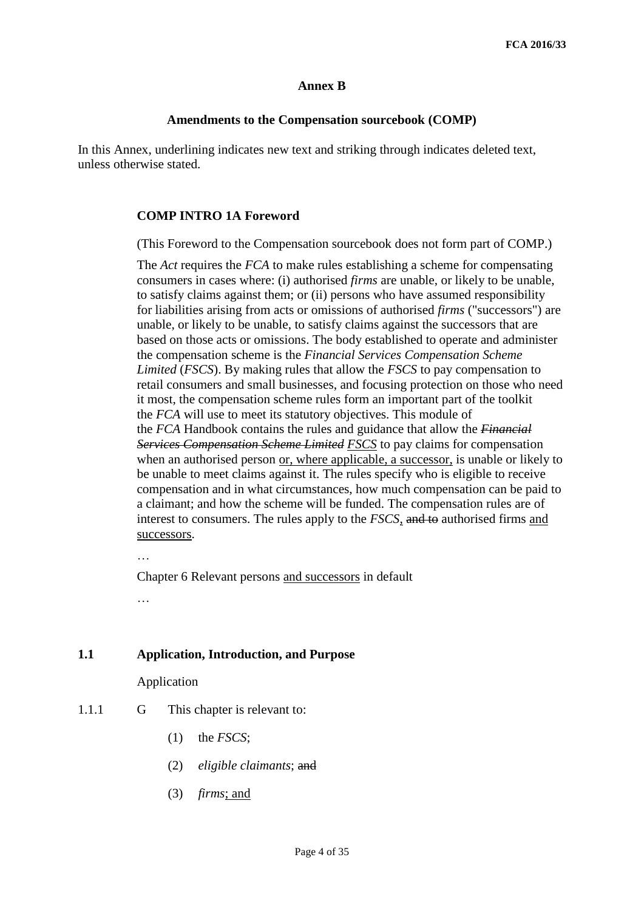## Annex B

### Amendments to the Compensation sourcebook (COMP)

In this Annex, underlining indicates new text and striking through indicates deleted text, unless otherwise stated.

### COMP INTRO 1A Foreword

(This Foreword to the Compensation sourcebook does not form part of COMP.)

The *Act* requires the *FCA* to make rules establishing a scheme for compensating consumers in cases where: (i) authorised *firms* are unable, or likely to be unable, to satisfy claims against them; or (ii) persons who have assumed responsibility for liabilities arising from acts or omissions of authorised *firms* ("successors") are unable, or likely to be unable, to satisfy claims against the successors that are based on those acts or omissions. The body established to operate and administer the compensation scheme is the *Financial Services Compensation Scheme Limited* (*FSCS*). By making rules that allow the *FSCS* to pay compensation to retail consumers and small businesses, and focusing protection on those who need it most, the compensation scheme rules form an important part of the toolkit the *FCA* will use to meet its statutory objectives. This module of the *FCA* Handbook contains the rules and guidance that allow the ~~*Financial Services Compensation Scheme Limited*~~ <u>*FSCS*</u> to pay claims for compensation when an authorised person <u>or, where applicable, a successor,</u> is unable or likely to be unable to meet claims against it. The rules specify who is eligible to receive compensation and in what circumstances, how much compensation can be paid to a claimant; and how the scheme will be funded. The compensation rules are of interest to consumers. The rules apply to the *FSCS*<u>,</u> ~~and to~~ authorised firms <u>and successors</u>.

…

Chapter 6 Relevant persons <u>and successors</u> in default

…

### 1.1 Application, Introduction, and Purpose

Application

1.1.1 G This chapter is relevant to:

(1) the *FSCS*;

(2) *eligible claimants*; ~~and~~

(3) *firms*<u>; and</u>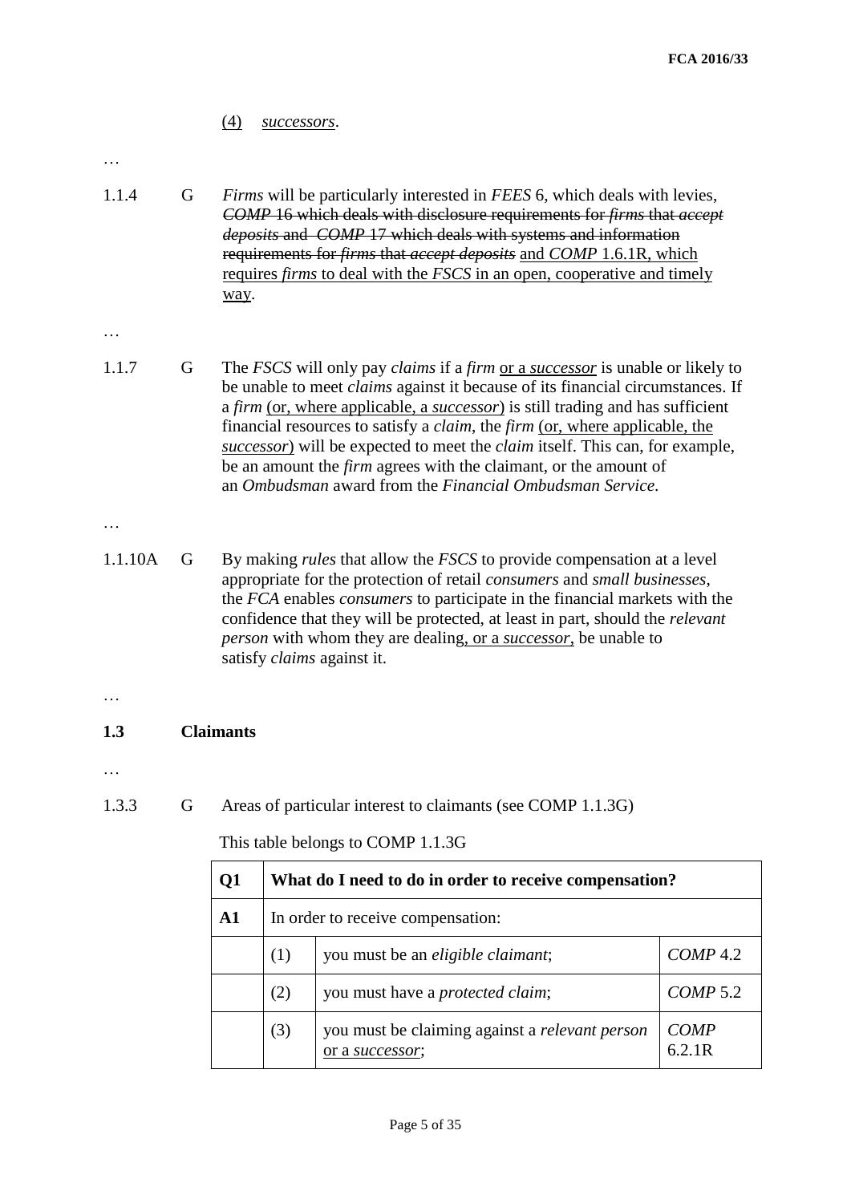(4) *successors*.

…

1.1.4 G *Firms* will be particularly interested in *FEES* 6, which deals with levies, ~~*COMP* 16 which deals with disclosure requirements for *firms* that *accept deposits* and *COMP* 17 which deals with systems and information requirements for *firms* that *accept deposits*~~ and *COMP* 1.6.1R, which requires *firms* to deal with the *FSCS* in an open, cooperative and timely way.

…

1.1.7 G The *FSCS* will only pay *claims* if a *firm* or a *successor* is unable or likely to be unable to meet *claims* against it because of its financial circumstances. If a *firm* (or, where applicable, a *successor*) is still trading and has sufficient financial resources to satisfy a *claim*, the *firm* (or, where applicable, the *successor*) will be expected to meet the *claim* itself. This can, for example, be an amount the *firm* agrees with the claimant, or the amount of an *Ombudsman* award from the *Financial Ombudsman Service*.

…

1.1.10A G By making *rules* that allow the *FSCS* to provide compensation at a level appropriate for the protection of retail *consumers* and *small businesses*, the *FCA* enables *consumers* to participate in the financial markets with the confidence that they will be protected, at least in part, should the *relevant person* with whom they are dealing, or a *successor*, be unable to satisfy *claims* against it.

…

## 1.3 Claimants

…

1.3.3 G Areas of particular interest to claimants (see COMP 1.1.3G)

This table belongs to COMP 1.1.3G

| **Q1** | **What do I need to do in order to receive compensation?** | | |
|---|---|---|---|
| **A1** | In order to receive compensation: | | |
| | (1) | you must be an *eligible claimant*; | *COMP* 4.2 |
| | (2) | you must have a *protected claim*; | *COMP* 5.2 |
| | (3) | you must be claiming against a *relevant person* or a *successor*; | *COMP* 6.2.1R |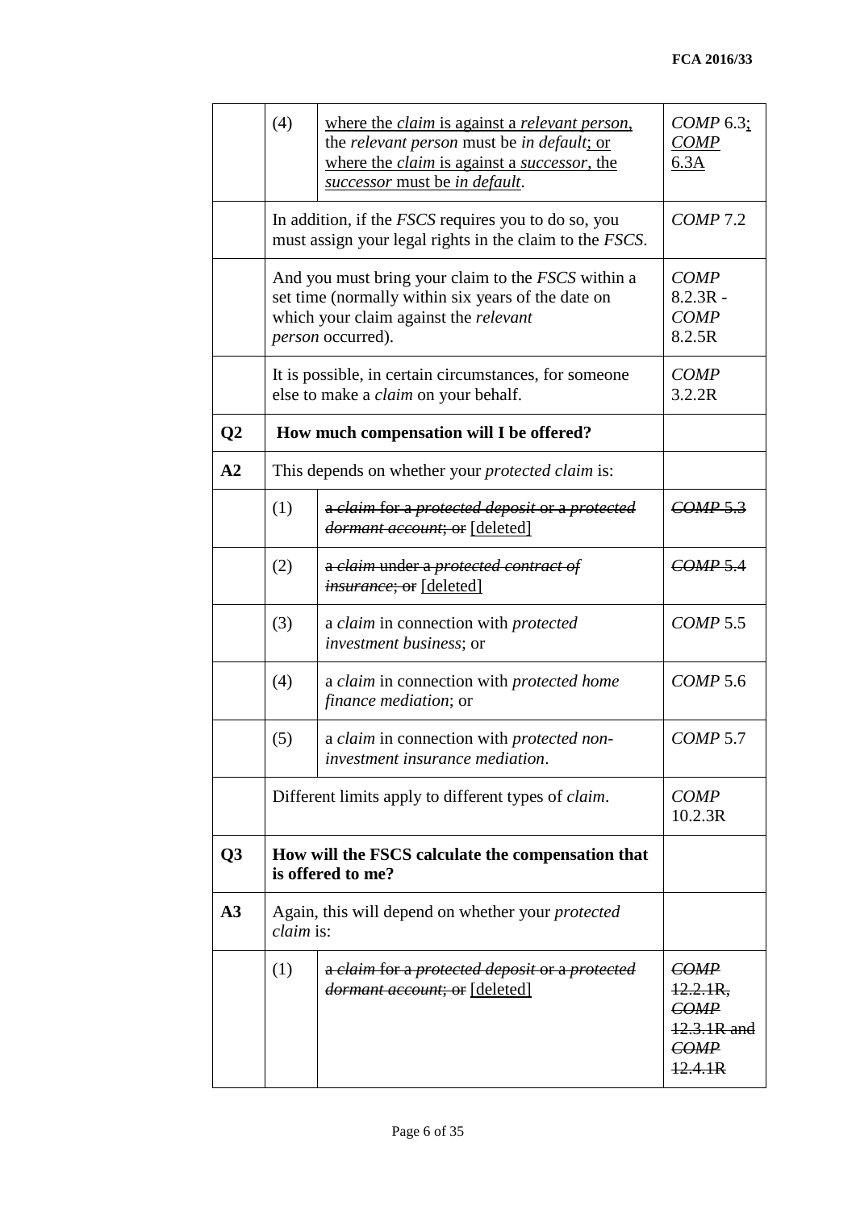| | | | |
|---|---|---|---|
| | (4) | <u>where the *claim* is against a *relevant person*,</u> the *relevant person* must be *in default*<u>; or where the *claim* is against a *successor*, the *successor* must be *in default*</u>. | *COMP* 6.3<u>;</u> <u>*COMP* 6.3A</u> |
| | In addition, if the *FSCS* requires you to do so, you must assign your legal rights in the claim to the *FSCS*. | | *COMP* 7.2 |
| | And you must bring your claim to the *FSCS* within a set time (normally within six years of the date on which your claim against the *relevant person* occurred). | | *COMP* 8.2.3R - *COMP* 8.2.5R |
| | It is possible, in certain circumstances, for someone else to make a *claim* on your behalf. | | *COMP* 3.2.2R |
| **Q2** | **How much compensation will I be offered?** | | |
| **A2** | This depends on whether your *protected claim* is: | | |
| | (1) | ~~a *claim* for a *protected deposit* or a *protected dormant account*; or~~ <u>[deleted]</u> | ~~*COMP* 5.3~~ |
| | (2) | ~~a *claim* under a *protected contract of insurance*; or~~ <u>[deleted]</u> | ~~*COMP* 5.4~~ |
| | (3) | a *claim* in connection with *protected investment business*; or | *COMP* 5.5 |
| | (4) | a *claim* in connection with *protected home finance mediation*; or | *COMP* 5.6 |
| | (5) | a *claim* in connection with *protected non-investment insurance mediation*. | *COMP* 5.7 |
| | Different limits apply to different types of *claim*. | | *COMP* 10.2.3R |
| **Q3** | **How will the FSCS calculate the compensation that is offered to me?** | | |
| **A3** | Again, this will depend on whether your *protected claim* is: | | |
| | (1) | ~~a *claim* for a *protected deposit* or a *protected dormant account*; or~~ <u>[deleted]</u> | ~~*COMP* 12.2.1R, *COMP* 12.3.1R and *COMP* 12.4.1R~~ |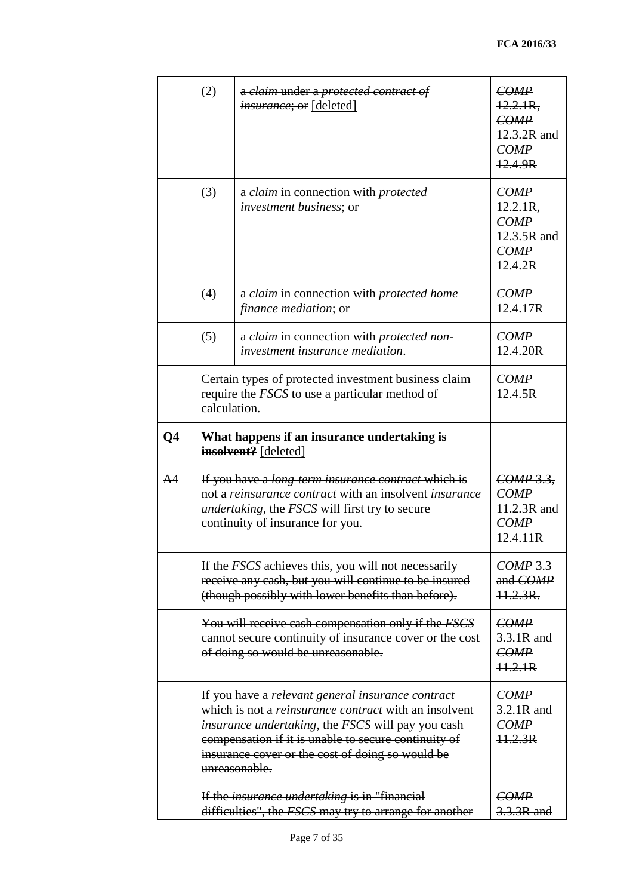| | | | |
|---|---|---|---|
| | (2) | ~~a *claim* under a *protected contract of insurance*; or~~ [deleted] | ~~*COMP* 12.2.1R, *COMP* 12.3.2R and *COMP* 12.4.9R~~ |
| | (3) | a *claim* in connection with *protected investment business*; or | *COMP* 12.2.1R, *COMP* 12.3.5R and *COMP* 12.4.2R |
| | (4) | a *claim* in connection with *protected home finance mediation*; or | *COMP* 12.4.17R |
| | (5) | a *claim* in connection with *protected non-investment insurance mediation*. | *COMP* 12.4.20R |
| | Certain types of protected investment business claim require the *FSCS* to use a particular method of calculation. | | *COMP* 12.4.5R |
| **Q4** | ~~**What happens if an insurance undertaking is insolvent?**~~ [deleted] | | |
| ~~A4~~ | ~~If you have a *long-term insurance contract* which is not a *reinsurance contract* with an insolvent *insurance undertaking*, the *FSCS* will first try to secure continuity of insurance for you.~~ | | ~~*COMP* 3.3, *COMP* 11.2.3R and *COMP* 12.4.11R~~ |
| | ~~If the *FSCS* achieves this, you will not necessarily receive any cash, but you will continue to be insured (though possibly with lower benefits than before).~~ | | ~~*COMP* 3.3 and *COMP* 11.2.3R.~~ |
| | ~~You will receive cash compensation only if the *FSCS* cannot secure continuity of insurance cover or the cost of doing so would be unreasonable.~~ | | ~~*COMP* 3.3.1R and *COMP* 11.2.1R~~ |
| | ~~If you have a *relevant general insurance contract* which is not a *reinsurance contract* with an insolvent *insurance undertaking*, the *FSCS* will pay you cash compensation if it is unable to secure continuity of insurance cover or the cost of doing so would be unreasonable.~~ | | ~~*COMP* 3.2.1R and *COMP* 11.2.3R~~ |
| | ~~If the *insurance undertaking* is in "financial difficulties", the *FSCS* may try to arrange for another~~ | | ~~*COMP* 3.3.3R and~~ |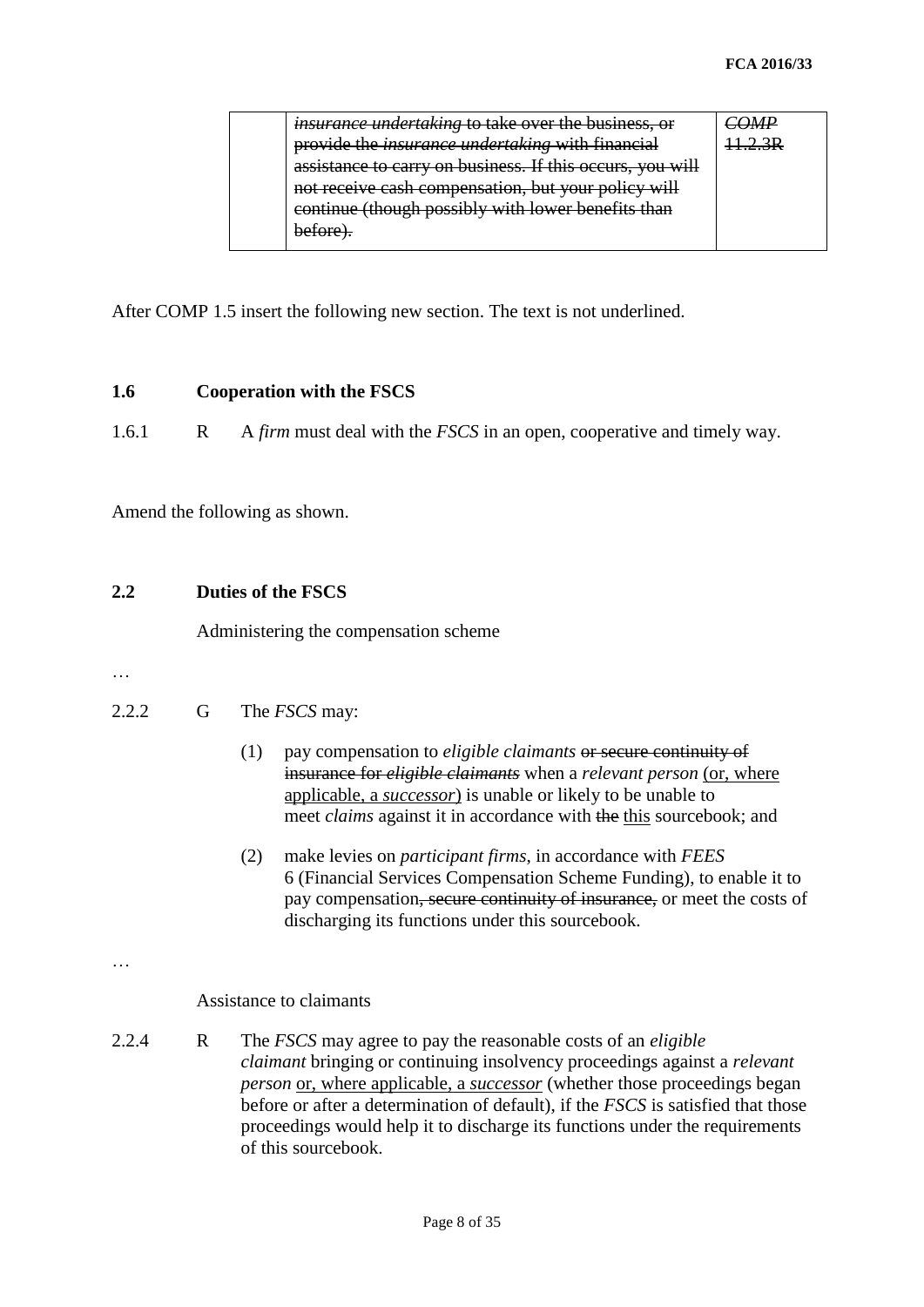| | ~~*insurance undertaking* to take over the business, or provide the *insurance undertaking* with financial assistance to carry on business. If this occurs, you will not receive cash compensation, but your policy will continue (though possibly with lower benefits than before).~~ | ~~*COMP* 11.2.3R~~ |
|---|---|---|

After COMP 1.5 insert the following new section. The text is not underlined.

## 1.6 Cooperation with the FSCS

1.6.1 R A *firm* must deal with the *FSCS* in an open, cooperative and timely way.

Amend the following as shown.

## 2.2 Duties of the FSCS

Administering the compensation scheme

…

2.2.2 G The *FSCS* may:

(1) pay compensation to *eligible claimants* ~~or secure continuity of insurance for *eligible claimants*~~ when a *relevant person* <u>(or, where applicable, a *successor*)</u> is unable or likely to be unable to meet *claims* against it in accordance with ~~the~~ <u>this</u> sourcebook; and

(2) make levies on *participant firms*, in accordance with *FEES* 6 (Financial Services Compensation Scheme Funding), to enable it to pay compensation~~, secure continuity of insurance,~~ or meet the costs of discharging its functions under this sourcebook.

…

Assistance to claimants

2.2.4 R The *FSCS* may agree to pay the reasonable costs of an *eligible claimant* bringing or continuing insolvency proceedings against a *relevant person* <u>or, where applicable, a *successor*</u> (whether those proceedings began before or after a determination of default), if the *FSCS* is satisfied that those proceedings would help it to discharge its functions under the requirements of this sourcebook.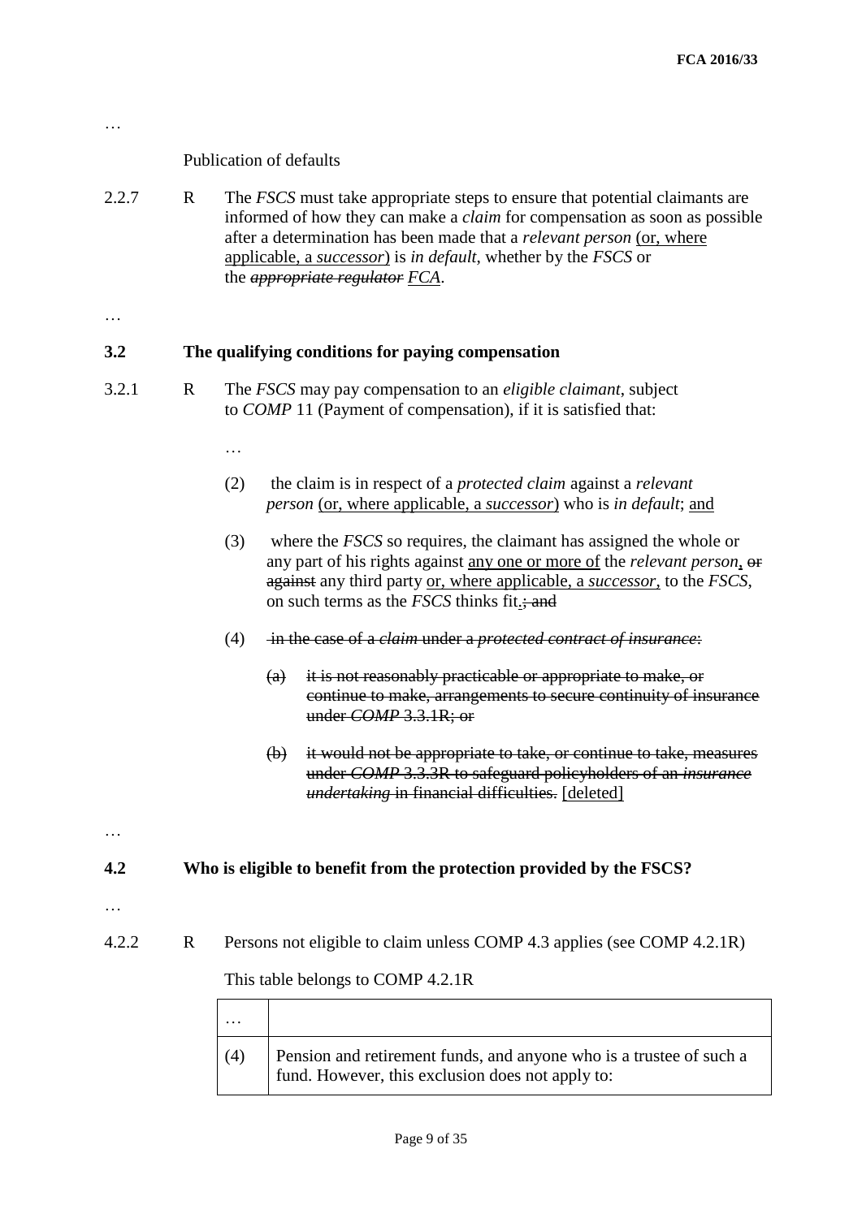…

Publication of defaults

2.2.7 R The *FSCS* must take appropriate steps to ensure that potential claimants are informed of how they can make a *claim* for compensation as soon as possible after a determination has been made that a *relevant person* <u>(or, where applicable, a *successor*)</u> is *in default*, whether by the *FSCS* or the ~~*appropriate regulator*~~ <u>*FCA*</u>.

…

### 3.2 The qualifying conditions for paying compensation

3.2.1 R The *FSCS* may pay compensation to an *eligible claimant*, subject to *COMP* 11 (Payment of compensation), if it is satisfied that:

…

(2) the claim is in respect of a *protected claim* against a *relevant person* <u>(or, where applicable, a *successor*)</u> who is *in default*; <u>and</u>

(3) where the *FSCS* so requires, the claimant has assigned the whole or any part of his rights against <u>any one or more of</u> the *relevant person*<u>,</u> ~~or against~~ any third party <u>or, where applicable, a *successor*,</u> to the *FSCS*, on such terms as the *FSCS* thinks fit<u>.</u>~~; and~~

(4) ~~in the case of a *claim* under a *protected contract of insurance*:~~

~~(a) it is not reasonably practicable or appropriate to make, or continue to make, arrangements to secure continuity of insurance under *COMP* 3.3.1R; or~~

~~(b) it would not be appropriate to take, or continue to take, measures under *COMP* 3.3.3R to safeguard policyholders of an *insurance undertaking* in financial difficulties.~~ <u>[deleted]</u>

…

### 4.2 Who is eligible to benefit from the protection provided by the FSCS?

…

4.2.2 R Persons not eligible to claim unless COMP 4.3 applies (see COMP 4.2.1R)

This table belongs to COMP 4.2.1R

| … | |
|---|---|
| (4) | Pension and retirement funds, and anyone who is a trustee of such a fund. However, this exclusion does not apply to: |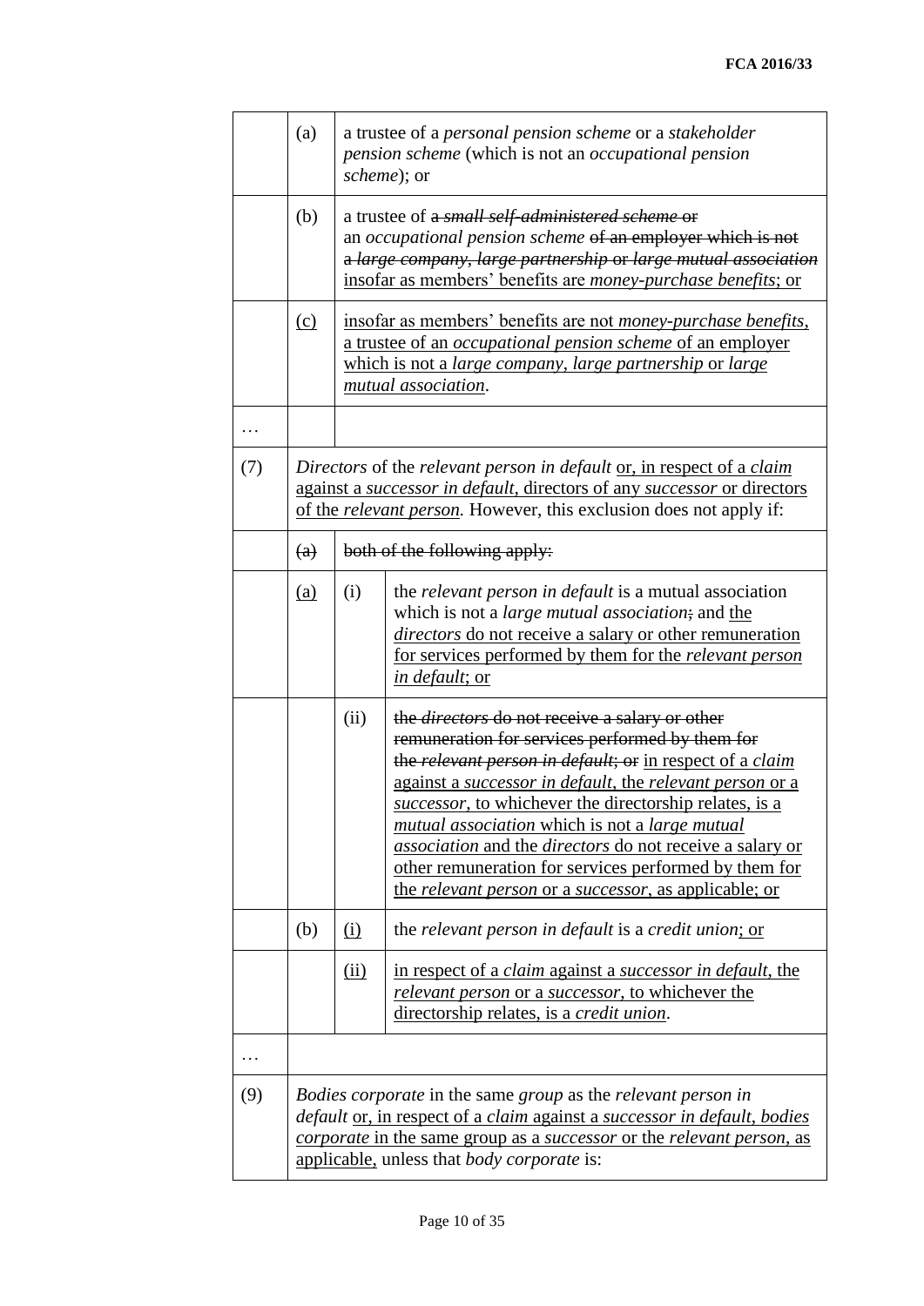| | (a) | a trustee of a *personal pension scheme* or a *stakeholder pension scheme* (which is not an *occupational pension scheme*); or | |
|---|---|---|---|
| | (b) | a trustee of ~~a *small self-administered scheme* or~~ an *occupational pension scheme* ~~of an employer which is not a *large company*, *large partnership* or *large mutual association*~~ <u>insofar as members' benefits are *money-purchase benefits*; or</u> | |
| | <u>(c)</u> | <u>insofar as members' benefits are not *money-purchase benefits*, a trustee of an *occupational pension scheme* of an employer which is not a *large company*, *large partnership* or *large mutual association*.</u> | |
| … | | | |
| (7) | *Directors* of the *relevant person in default* <u>or, in respect of a *claim* against a *successor in default*, directors of any *successor* or directors of the *relevant person*.</u> However, this exclusion does not apply if: | | |
| | ~~(a)~~ | ~~both of the following apply:~~ | |
| | <u>(a)</u> | (i) | the *relevant person in default* is a mutual association which is not a *large mutual association*~~;~~ and <u>the *directors* do not receive a salary or other remuneration for services performed by them for the *relevant person in default*; or</u> |
| | | (ii) | ~~the *directors* do not receive a salary or other remuneration for services performed by them for the *relevant person in default*; or~~ <u>in respect of a *claim* against a *successor in default*, the *relevant person* or a *successor*, to whichever the directorship relates, is a *mutual association* which is not a *large mutual association* and the *directors* do not receive a salary or other remuneration for services performed by them for the *relevant person* or a *successor*, as applicable; or</u> |
| | (b) | <u>(i)</u> | the *relevant person in default* is a *credit union*<u>; or</u> |
| | | <u>(ii)</u> | <u>in respect of a *claim* against a *successor in default*, the *relevant person* or a *successor*, to whichever the directorship relates, is a *credit union*.</u> |
| … | | | |
| (9) | *Bodies corporate* in the same *group* as the *relevant person in default* <u>or, in respect of a *claim* against a *successor in default*, *bodies corporate* in the same group as a *successor* or the *relevant person*, as applicable,</u> unless that *body corporate* is: | | |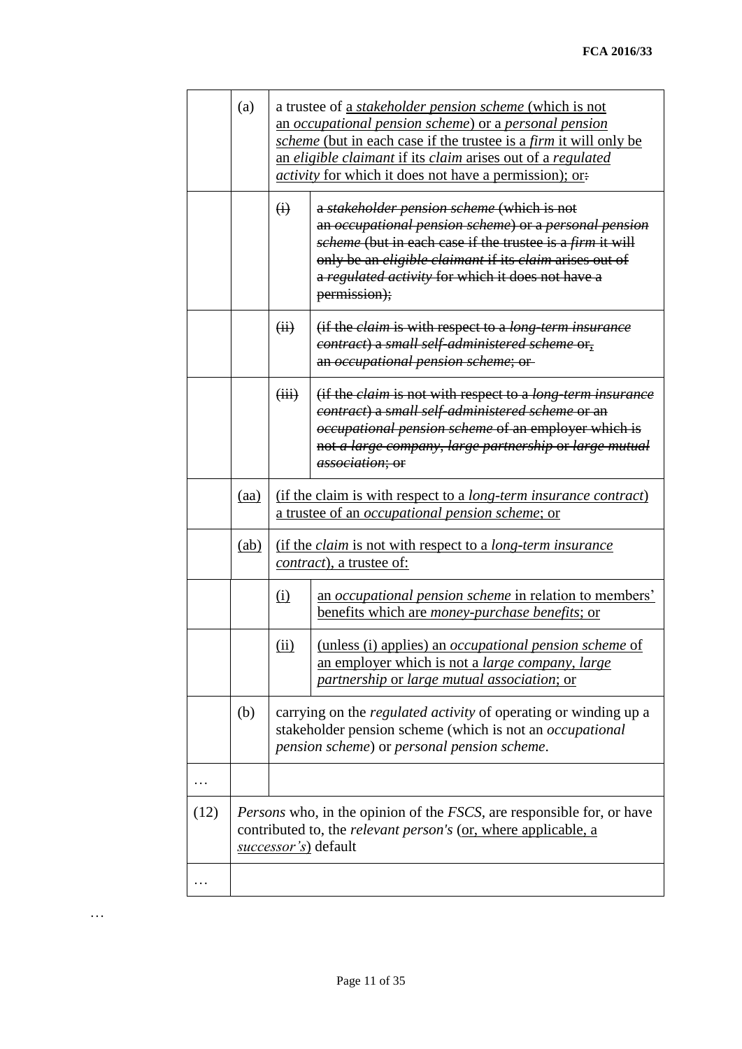| | | | |
|---|---|---|---|
| | (a) | a trustee of <u>a *stakeholder pension scheme* (which is not an *occupational pension scheme*) or a *personal pension scheme* (but in each case if the trustee is a *firm* it will only be an *eligible claimant* if its *claim* arises out of a *regulated activity* for which it does not have a permission); or</u>~~:~~ | |
| | | ~~(i)~~ | ~~a *stakeholder pension scheme* (which is not an *occupational pension scheme*) or a *personal pension scheme* (but in each case if the trustee is a *firm* it will only be an *eligible claimant* if its *claim* arises out of a *regulated activity* for which it does not have a permission);~~ |
| | | ~~(ii)~~ | ~~(if the *claim* is with respect to a *long-term insurance contract*) a *small self-administered scheme* or~~<u>,</u> ~~an *occupational pension scheme*; or~~ |
| | | ~~(iii)~~ | ~~(if the *claim* is not with respect to a *long-term insurance contract*) a *small self-administered scheme* or an *occupational pension scheme* of an employer which is not *a large company*, *large partnership* or *large mutual association*; or~~ |
| | <u>(aa)</u> | <u>(if the claim is with respect to a *long-term insurance contract*) a trustee of an *occupational pension scheme*; or</u> | |
| | <u>(ab)</u> | <u>(if the *claim* is not with respect to a *long-term insurance contract*), a trustee of:</u> | |
| | | <u>(i)</u> | <u>an *occupational pension scheme* in relation to members' benefits which are *money-purchase benefits*; or</u> |
| | | <u>(ii)</u> | <u>(unless (i) applies) an *occupational pension scheme* of an employer which is not a *large company, large partnership* or *large mutual association*; or</u> |
| | (b) | carrying on the *regulated activity* of operating or winding up a stakeholder pension scheme (which is not an *occupational pension scheme*) or *personal pension scheme*. | |
| … | | | |
| (12) | *Persons* who, in the opinion of the *FSCS*, are responsible for, or have contributed to, the *relevant person's* <u>(or, where applicable, a *successor's*)</u> default | | |
| … | | | |

…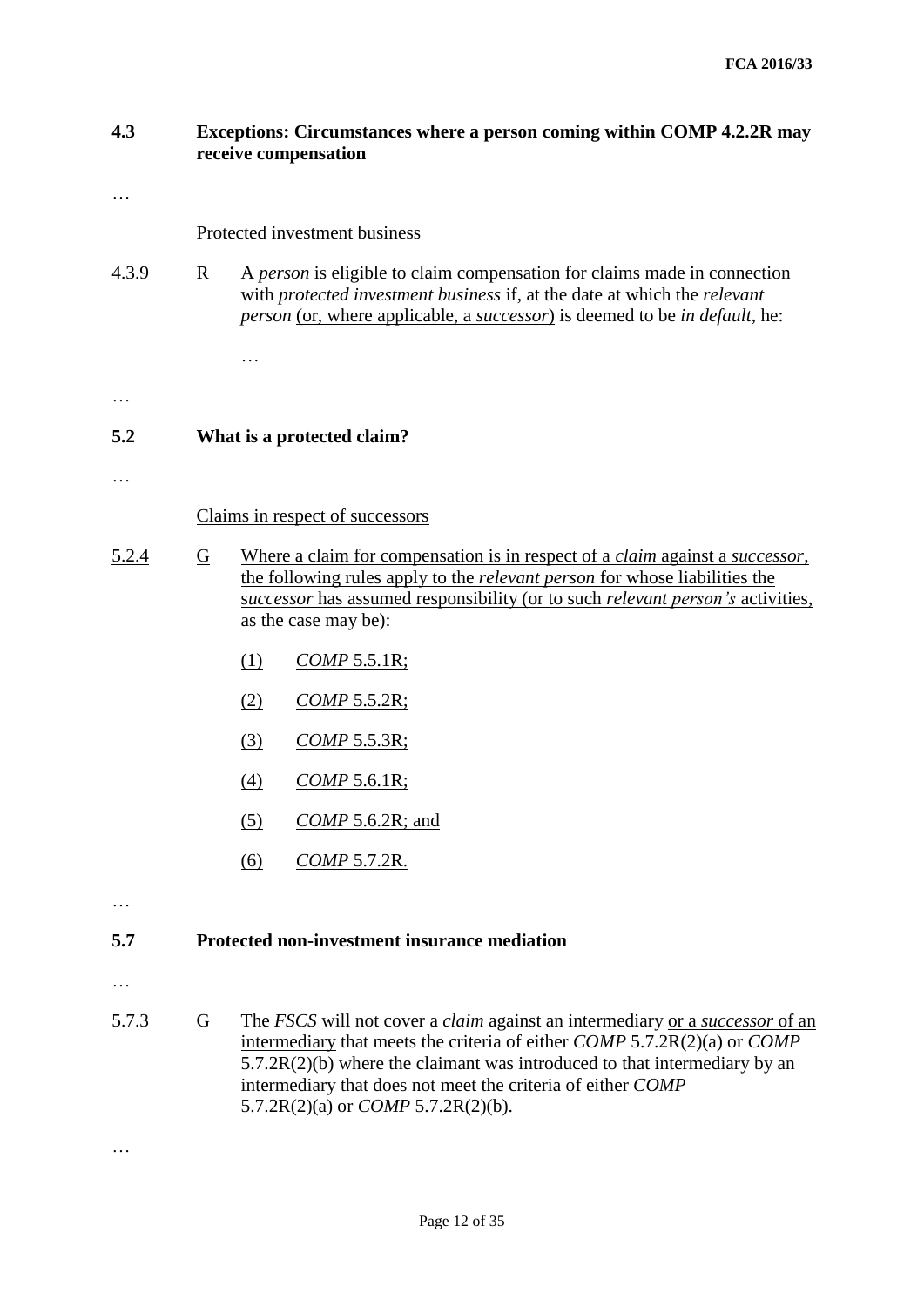**4.3 Exceptions: Circumstances where a person coming within COMP 4.2.2R may receive compensation**

…

Protected investment business

4.3.9 R A *person* is eligible to claim compensation for claims made in connection with *protected investment business* if, at the date at which the *relevant person* (or, where applicable, a *successor*) is deemed to be *in default*, he:

…

…

**5.2 What is a protected claim?**

…

Claims in respect of successors

5.2.4 G Where a claim for compensation is in respect of a *claim* against a *successor*, the following rules apply to the *relevant person* for whose liabilities the s*uccessor* has assumed responsibility (or to such *relevant person's* activities, as the case may be):

(1) *COMP* 5.5.1R;

(2) *COMP* 5.5.2R;

(3) *COMP* 5.5.3R;

(4) *COMP* 5.6.1R;

(5) *COMP* 5.6.2R; and

(6) *COMP* 5.7.2R.

…

**5.7 Protected non-investment insurance mediation**

…

5.7.3 G The *FSCS* will not cover a *claim* against an intermediary or a *successor* of an intermediary that meets the criteria of either *COMP* 5.7.2R(2)(a) or *COMP* 5.7.2R(2)(b) where the claimant was introduced to that intermediary by an intermediary that does not meet the criteria of either *COMP* 5.7.2R(2)(a) or *COMP* 5.7.2R(2)(b).

…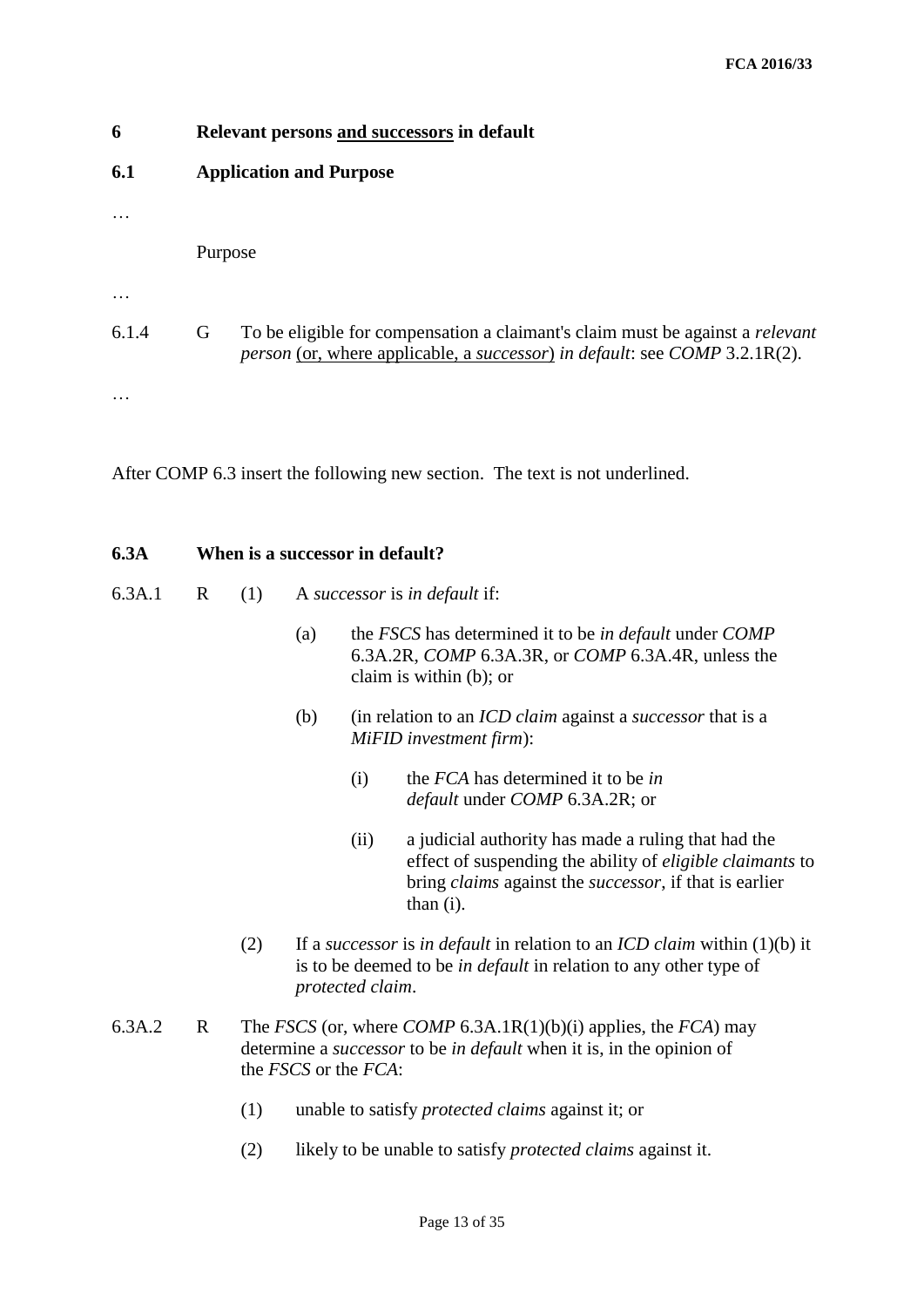## 6 Relevant persons <u>and successors</u> in default

### 6.1 Application and Purpose

…

Purpose

…

6.1.4 G To be eligible for compensation a claimant's claim must be against a *relevant person* <u>(or, where applicable, a *successor*)</u> *in default*: see *COMP* 3.2.1R(2).

…

After COMP 6.3 insert the following new section. The text is not underlined.

### 6.3A When is a successor in default?

6.3A.1 R (1) A *successor* is *in default* if:

(a) the *FSCS* has determined it to be *in default* under *COMP* 6.3A.2R, *COMP* 6.3A.3R, or *COMP* 6.3A.4R, unless the claim is within (b); or

(b) (in relation to an *ICD claim* against a *successor* that is a *MiFID investment firm*):

(i) the *FCA* has determined it to be *in default* under *COMP* 6.3A.2R; or

(ii) a judicial authority has made a ruling that had the effect of suspending the ability of *eligible claimants* to bring *claims* against the *successor*, if that is earlier than (i).

(2) If a *successor* is *in default* in relation to an *ICD claim* within (1)(b) it is to be deemed to be *in default* in relation to any other type of *protected claim*.

6.3A.2 R The *FSCS* (or, where *COMP* 6.3A.1R(1)(b)(i) applies, the *FCA*) may determine a *successor* to be *in default* when it is, in the opinion of the *FSCS* or the *FCA*:

(1) unable to satisfy *protected claims* against it; or

(2) likely to be unable to satisfy *protected claims* against it.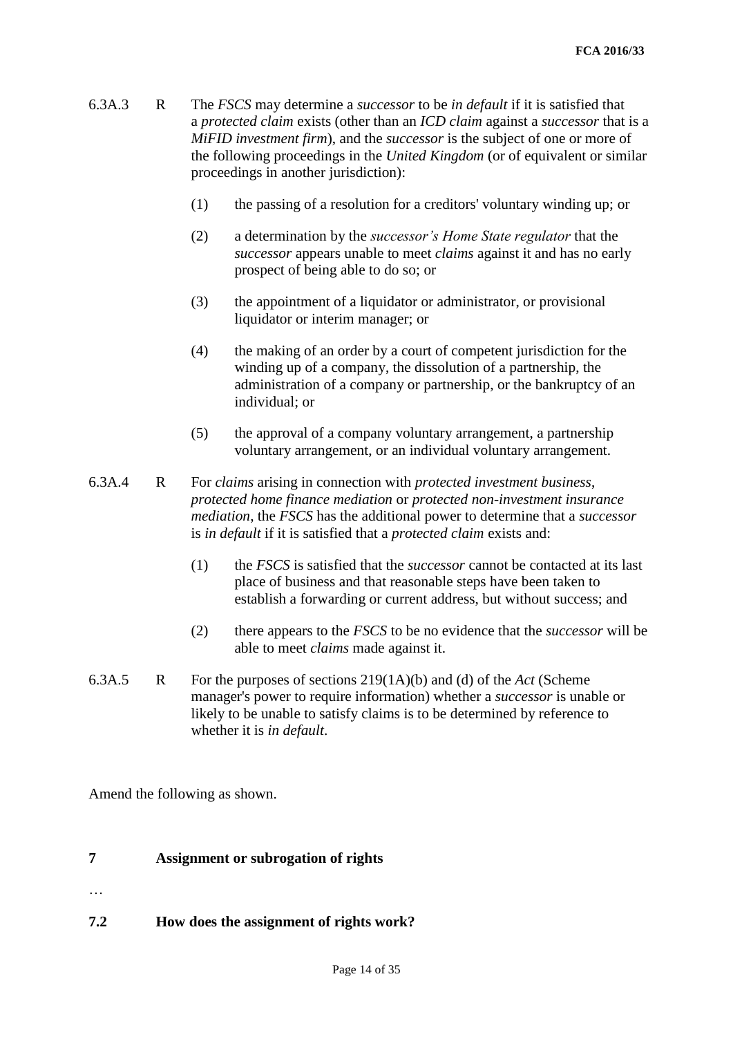6.3A.3 R The *FSCS* may determine a *successor* to be *in default* if it is satisfied that a *protected claim* exists (other than an *ICD claim* against a *successor* that is a *MiFID investment firm*), and the *successor* is the subject of one or more of the following proceedings in the *United Kingdom* (or of equivalent or similar proceedings in another jurisdiction):

(1) the passing of a resolution for a creditors' voluntary winding up; or

(2) a determination by the *successor's Home State regulator* that the *successor* appears unable to meet *claims* against it and has no early prospect of being able to do so; or

(3) the appointment of a liquidator or administrator, or provisional liquidator or interim manager; or

(4) the making of an order by a court of competent jurisdiction for the winding up of a company, the dissolution of a partnership, the administration of a company or partnership, or the bankruptcy of an individual; or

(5) the approval of a company voluntary arrangement, a partnership voluntary arrangement, or an individual voluntary arrangement.

6.3A.4 R For *claims* arising in connection with *protected investment business*, *protected home finance mediation* or *protected non-investment insurance mediation*, the *FSCS* has the additional power to determine that a *successor* is *in default* if it is satisfied that a *protected claim* exists and:

(1) the *FSCS* is satisfied that the *successor* cannot be contacted at its last place of business and that reasonable steps have been taken to establish a forwarding or current address, but without success; and

(2) there appears to the *FSCS* to be no evidence that the *successor* will be able to meet *claims* made against it.

6.3A.5 R For the purposes of sections 219(1A)(b) and (d) of the *Act* (Scheme manager's power to require information) whether a *successor* is unable or likely to be unable to satisfy claims is to be determined by reference to whether it is *in default*.

Amend the following as shown.

**7 Assignment or subrogation of rights**

…

**7.2 How does the assignment of rights work?**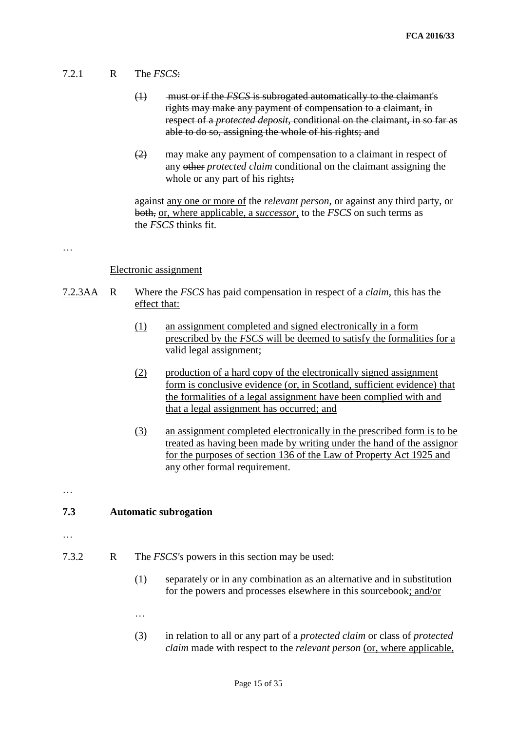7.2.1 R The *FSCS*~~:~~

~~(1) must or if the *FSCS* is subrogated automatically to the claimant's rights may make any payment of compensation to a claimant, in respect of a *protected deposit*, conditional on the claimant, in so far as able to do so, assigning the whole of his rights; and~~

~~(2)~~ may make any payment of compensation to a claimant in respect of any ~~other~~ *protected claim* conditional on the claimant assigning the whole or any part of his rights~~;~~

against <u>any one or more of</u> the *relevant person*, ~~or against~~ any third party, ~~or both,~~ <u>or, where applicable, a *successor*,</u> to the *FSCS* on such terms as the *FSCS* thinks fit.

…

<u>Electronic assignment</u>

<u>7.2.3AA</u> <u>R</u> <u>Where the *FSCS* has paid compensation in respect of a *claim*, this has the effect that:</u>

<u>(1)</u> <u>an assignment completed and signed electronically in a form prescribed by the *FSCS* will be deemed to satisfy the formalities for a valid legal assignment;</u>

<u>(2)</u> <u>production of a hard copy of the electronically signed assignment form is conclusive evidence (or, in Scotland, sufficient evidence) that the formalities of a legal assignment have been complied with and that a legal assignment has occurred; and</u>

<u>(3)</u> <u>an assignment completed electronically in the prescribed form is to be treated as having been made by writing under the hand of the assignor for the purposes of section 136 of the Law of Property Act 1925 and any other formal requirement.</u>

…

**7.3 Automatic subrogation**

…

7.3.2 R The *FSCS's* powers in this section may be used:

(1) separately or in any combination as an alternative and in substitution for the powers and processes elsewhere in this sourcebook<u>; and/or</u>

…

(3) in relation to all or any part of a *protected claim* or class of *protected claim* made with respect to the *relevant person* <u>(or, where applicable,</u>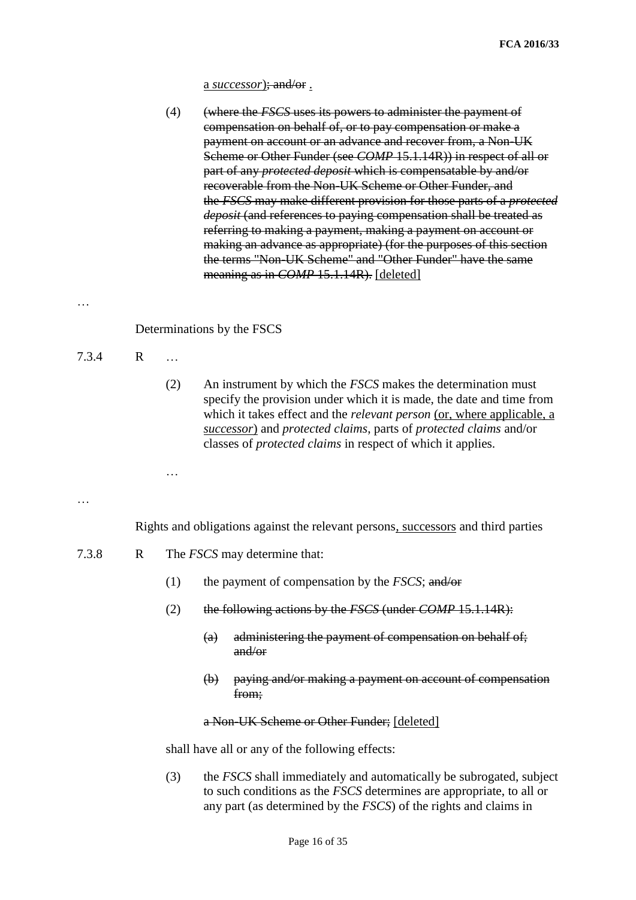a *successor*)~~; and/or~~ .

(4) ~~(where the *FSCS* uses its powers to administer the payment of compensation on behalf of, or to pay compensation or make a payment on account or an advance and recover from, a Non-UK Scheme or Other Funder (see *COMP* 15.1.14R)) in respect of all or part of any *protected deposit* which is compensatable by and/or recoverable from the Non-UK Scheme or Other Funder, and the *FSCS* may make different provision for those parts of a *protected deposit* (and references to paying compensation shall be treated as referring to making a payment, making a payment on account or making an advance as appropriate) (for the purposes of this section the terms "Non-UK Scheme" and "Other Funder" have the same meaning as in *COMP* 15.1.14R).~~ <u>[deleted]</u>

…

Determinations by the FSCS

7.3.4 R …

(2) An instrument by which the *FSCS* makes the determination must specify the provision under which it is made, the date and time from which it takes effect and the *relevant person* <u>(or, where applicable, a *successor*)</u> and *protected claims*, parts of *protected claims* and/or classes of *protected claims* in respect of which it applies.

…

…

Rights and obligations against the relevant persons<u>, successors</u> and third parties

7.3.8 R The *FSCS* may determine that:

(1) the payment of compensation by the *FSCS*; ~~and/or~~

(2) ~~the following actions by the *FSCS* (under *COMP* 15.1.14R):~~

(a) ~~administering the payment of compensation on behalf of; and/or~~

(b) ~~paying and/or making a payment on account of compensation from;~~

~~a Non-UK Scheme or Other Funder;~~ <u>[deleted]</u>

shall have all or any of the following effects:

(3) the *FSCS* shall immediately and automatically be subrogated, subject to such conditions as the *FSCS* determines are appropriate, to all or any part (as determined by the *FSCS*) of the rights and claims in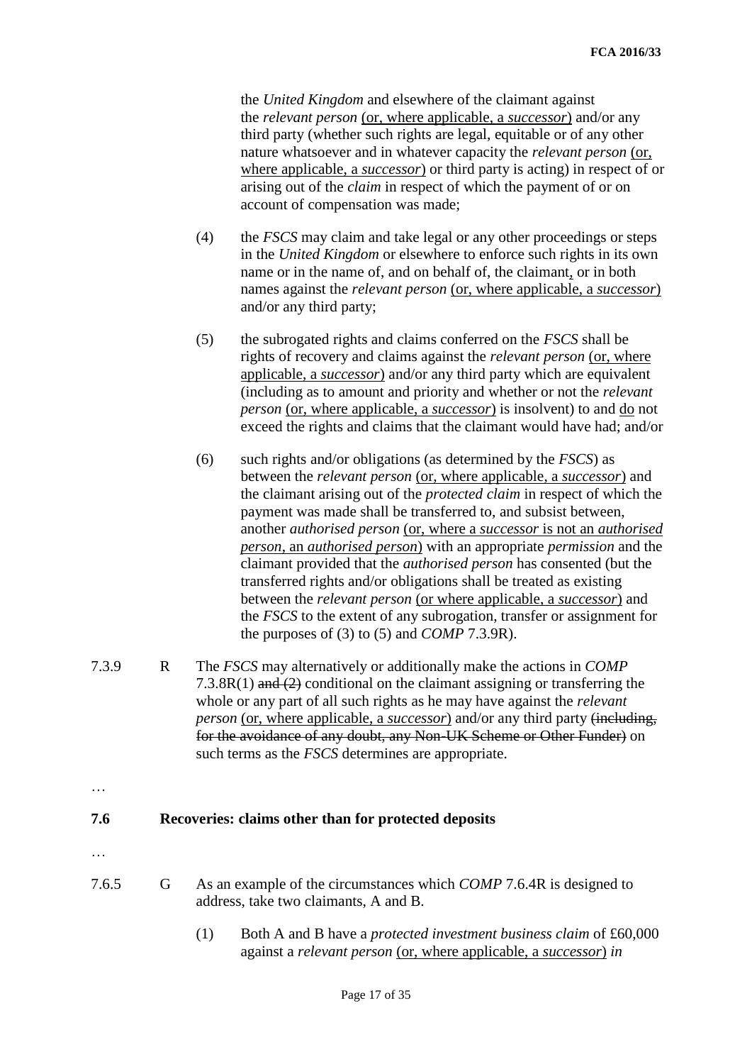the *United Kingdom* and elsewhere of the claimant against the *relevant person* <u>(or, where applicable, a *successor*)</u> and/or any third party (whether such rights are legal, equitable or of any other nature whatsoever and in whatever capacity the *relevant person* <u>(or, where applicable, a *successor*)</u> or third party is acting) in respect of or arising out of the *claim* in respect of which the payment of or on account of compensation was made;

(4) the *FSCS* may claim and take legal or any other proceedings or steps in the *United Kingdom* or elsewhere to enforce such rights in its own name or in the name of, and on behalf of, the claimant<u>,</u> or in both names against the *relevant person* <u>(or, where applicable, a *successor*)</u> and/or any third party;

(5) the subrogated rights and claims conferred on the *FSCS* shall be rights of recovery and claims against the *relevant person* <u>(or, where applicable, a *successor*)</u> and/or any third party which are equivalent (including as to amount and priority and whether or not the *relevant person* <u>(or, where applicable, a *successor*)</u> is insolvent) to and <u>do</u> not exceed the rights and claims that the claimant would have had; and/or

(6) such rights and/or obligations (as determined by the *FSCS*) as between the *relevant person* <u>(or, where applicable, a *successor*)</u> and the claimant arising out of the *protected claim* in respect of which the payment was made shall be transferred to, and subsist between, another *authorised person* <u>(or, where a *successor* is not an *authorised person*, an *authorised person*)</u> with an appropriate *permission* and the claimant provided that the *authorised person* has consented (but the transferred rights and/or obligations shall be treated as existing between the *relevant person* <u>(or where applicable, a *successor*)</u> and the *FSCS* to the extent of any subrogation, transfer or assignment for the purposes of (3) to (5) and *COMP* 7.3.9R).

7.3.9 R The *FSCS* may alternatively or additionally make the actions in *COMP* 7.3.8R(1) ~~and (2)~~ conditional on the claimant assigning or transferring the whole or any part of all such rights as he may have against the *relevant person* <u>(or, where applicable, a *successor*)</u> and/or any third party ~~(including, for the avoidance of any doubt, any Non-UK Scheme or Other Funder)~~ on such terms as the *FSCS* determines are appropriate.

…

**7.6 Recoveries: claims other than for protected deposits**

…

7.6.5 G As an example of the circumstances which *COMP* 7.6.4R is designed to address, take two claimants, A and B.

(1) Both A and B have a *protected investment business claim* of £60,000 against a *relevant person* <u>(or, where applicable, a *successor*)</u> *in*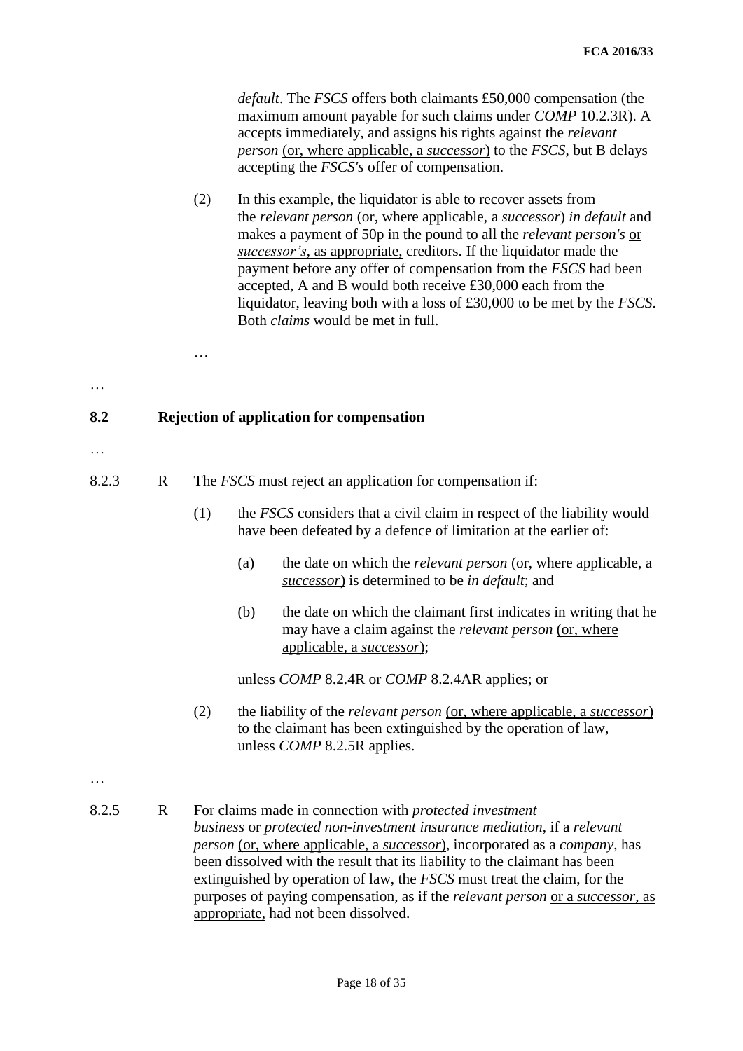*default*. The *FSCS* offers both claimants £50,000 compensation (the maximum amount payable for such claims under *COMP* 10.2.3R). A accepts immediately, and assigns his rights against the *relevant person* <u>(or, where applicable, a *successor*)</u> to the *FSCS*, but B delays accepting the *FSCS's* offer of compensation.

(2) In this example, the liquidator is able to recover assets from the *relevant person* <u>(or, where applicable, a *successor*)</u> *in default* and makes a payment of 50p in the pound to all the *relevant person's* <u>or *successor's*, as appropriate,</u> creditors. If the liquidator made the payment before any offer of compensation from the *FSCS* had been accepted, A and B would both receive £30,000 each from the liquidator, leaving both with a loss of £30,000 to be met by the *FSCS*. Both *claims* would be met in full.

…

…

## 8.2 Rejection of application for compensation

…

8.2.3 R The *FSCS* must reject an application for compensation if:

(1) the *FSCS* considers that a civil claim in respect of the liability would have been defeated by a defence of limitation at the earlier of:

(a) the date on which the *relevant person* <u>(or, where applicable, a *successor*)</u> is determined to be *in default*; and

(b) the date on which the claimant first indicates in writing that he may have a claim against the *relevant person* <u>(or, where applicable, a *successor*)</u>;

unless *COMP* 8.2.4R or *COMP* 8.2.4AR applies; or

(2) the liability of the *relevant person* <u>(or, where applicable, a *successor*)</u> to the claimant has been extinguished by the operation of law, unless *COMP* 8.2.5R applies.

…

8.2.5 R For claims made in connection with *protected investment business* or *protected non-investment insurance mediation*, if a *relevant person* <u>(or, where applicable, a *successor*)</u>, incorporated as a *company*, has been dissolved with the result that its liability to the claimant has been extinguished by operation of law, the *FSCS* must treat the claim, for the purposes of paying compensation, as if the *relevant person* <u>or a *successor*, as appropriate,</u> had not been dissolved.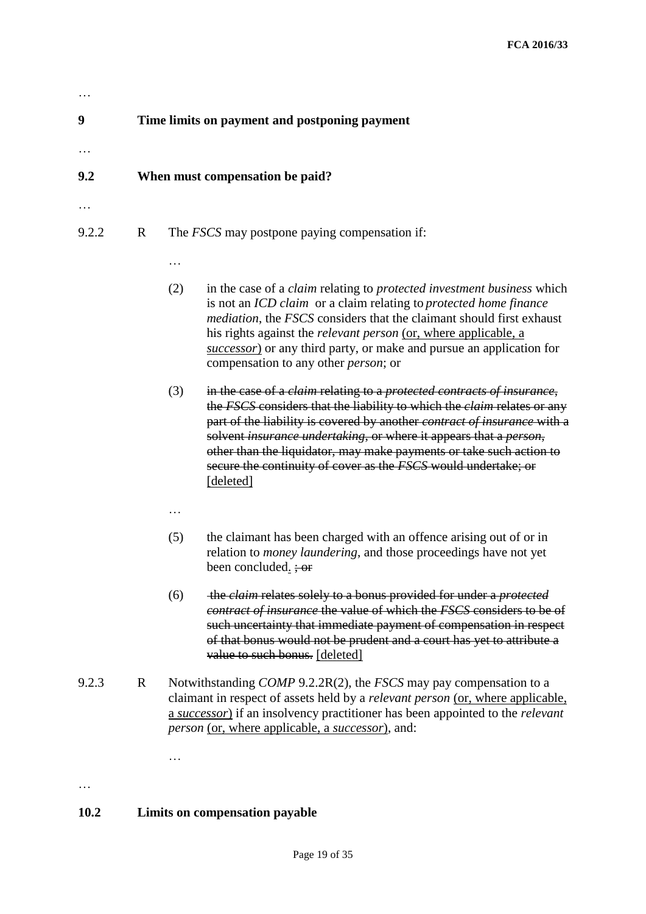…

**9 Time limits on payment and postponing payment**

…

**9.2 When must compensation be paid?**

…

9.2.2 R The *FSCS* may postpone paying compensation if:

…

(2) in the case of a *claim* relating to *protected investment business* which is not an *ICD claim* or a claim relating to *protected home finance mediation*, the *FSCS* considers that the claimant should first exhaust his rights against the *relevant person* (or, where applicable, a *successor*) or any third party, or make and pursue an application for compensation to any other *person*; or

(3) ~~in the case of a *claim* relating to a *protected contracts of insurance*, the *FSCS* considers that the liability to which the *claim* relates or any part of the liability is covered by another *contract of insurance* with a solvent *insurance undertaking*, or where it appears that a *person*, other than the liquidator, may make payments or take such action to secure the continuity of cover as the *FSCS* would undertake; or~~ [deleted]

…

(5) the claimant has been charged with an offence arising out of or in relation to *money laundering*, and those proceedings have not yet been concluded. ~~; or~~

(6) ~~the *claim* relates solely to a bonus provided for under a *protected contract of insurance* the value of which the *FSCS* considers to be of such uncertainty that immediate payment of compensation in respect of that bonus would not be prudent and a court has yet to attribute a value to such bonus.~~ [deleted]

9.2.3 R Notwithstanding *COMP* 9.2.2R(2), the *FSCS* may pay compensation to a claimant in respect of assets held by a *relevant person* (or, where applicable, a *successor*) if an insolvency practitioner has been appointed to the *relevant person* (or, where applicable, a *successor*), and:

…

…

**10.2 Limits on compensation payable**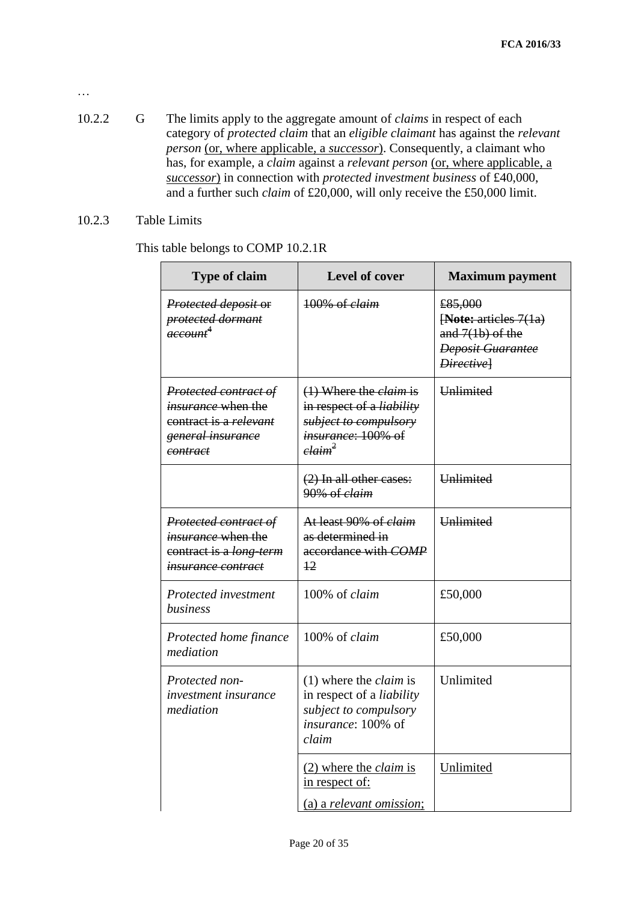…

10.2.2 G The limits apply to the aggregate amount of *claims* in respect of each category of *protected claim* that an *eligible claimant* has against the *relevant person* <u>(or, where applicable, a *successor*)</u>. Consequently, a claimant who has, for example, a *claim* against a *relevant person* <u>(or, where applicable, a *successor*)</u> in connection with *protected investment business* of £40,000, and a further such *claim* of £20,000, will only receive the £50,000 limit.

10.2.3 Table Limits

This table belongs to COMP 10.2.1R

| Type of claim | Level of cover | Maximum payment |
|---|---|---|
| ~~*Protected deposit* or *protected dormant account*~~[4] | ~~100% of *claim*~~ | ~~£85,000 [**Note:** articles 7(1a) and 7(1b) of the *Deposit Guarantee Directive*]~~ |
| ~~*Protected contract of insurance* when the contract is a *relevant general insurance contract*~~ | ~~(1) Where the *claim* is in respect of a *liability subject to compulsory insurance*: 100% of *claim*~~[2] | ~~Unlimited~~ |
| | ~~(2) In all other cases: 90% of *claim*~~ | ~~Unlimited~~ |
| ~~*Protected contract of insurance* when the contract is a *long-term insurance contract*~~ | ~~At least 90% of *claim* as determined in accordance with *COMP* 12~~ | ~~Unlimited~~ |
| *Protected investment business* | 100% of *claim* | £50,000 |
| *Protected home finance mediation* | 100% of *claim* | £50,000 |
| *Protected non-investment insurance mediation* | (1) where the *claim* is in respect of a *liability subject to compulsory insurance*: 100% of *claim* | Unlimited |
| | <u>(2) where the *claim* is in respect of:</u><br><u>(a) a *relevant omission*;</u> | <u>Unlimited</u> |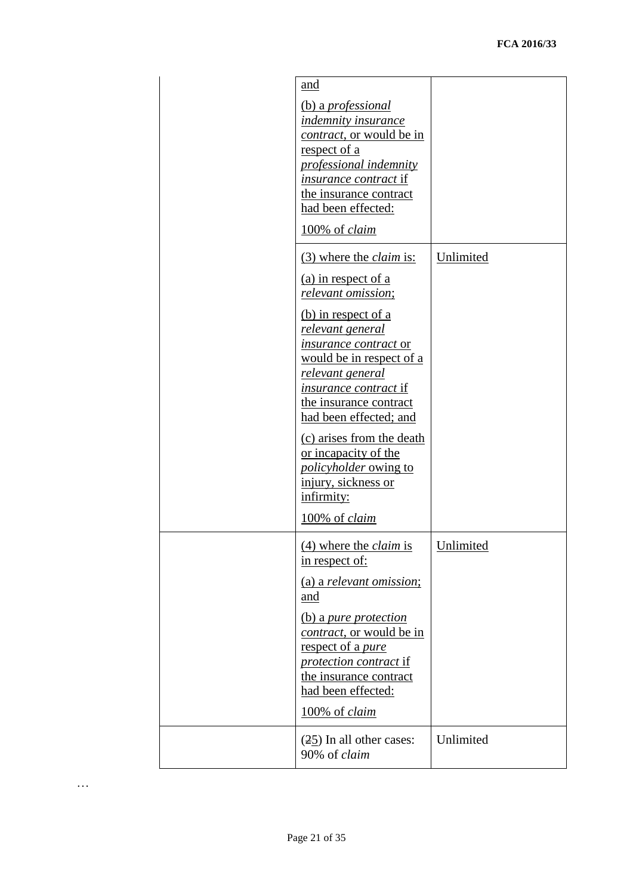| | | |
|---|---|---|
| | and<br><br>(b) a *professional indemnity insurance contract*, or would be in respect of a *professional indemnity insurance contract* if the insurance contract had been effected:<br><br>100% of *claim* | |
| | (3) where the *claim* is:<br><br>(a) in respect of a *relevant omission*;<br><br>(b) in respect of a *relevant general insurance contract* or would be in respect of a *relevant general insurance contract* if the insurance contract had been effected; and<br><br>(c) arises from the death or incapacity of the *policyholder* owing to injury, sickness or infirmity:<br><br>100% of *claim* | Unlimited |
| | (4) where the *claim* is in respect of:<br><br>(a) a *relevant omission*; and<br><br>(b) a *pure protection contract*, or would be in respect of a *pure protection contract* if the insurance contract had been effected:<br><br>100% of *claim* | Unlimited |
| | (~~2~~5) In all other cases: 90% of *claim* | Unlimited |

…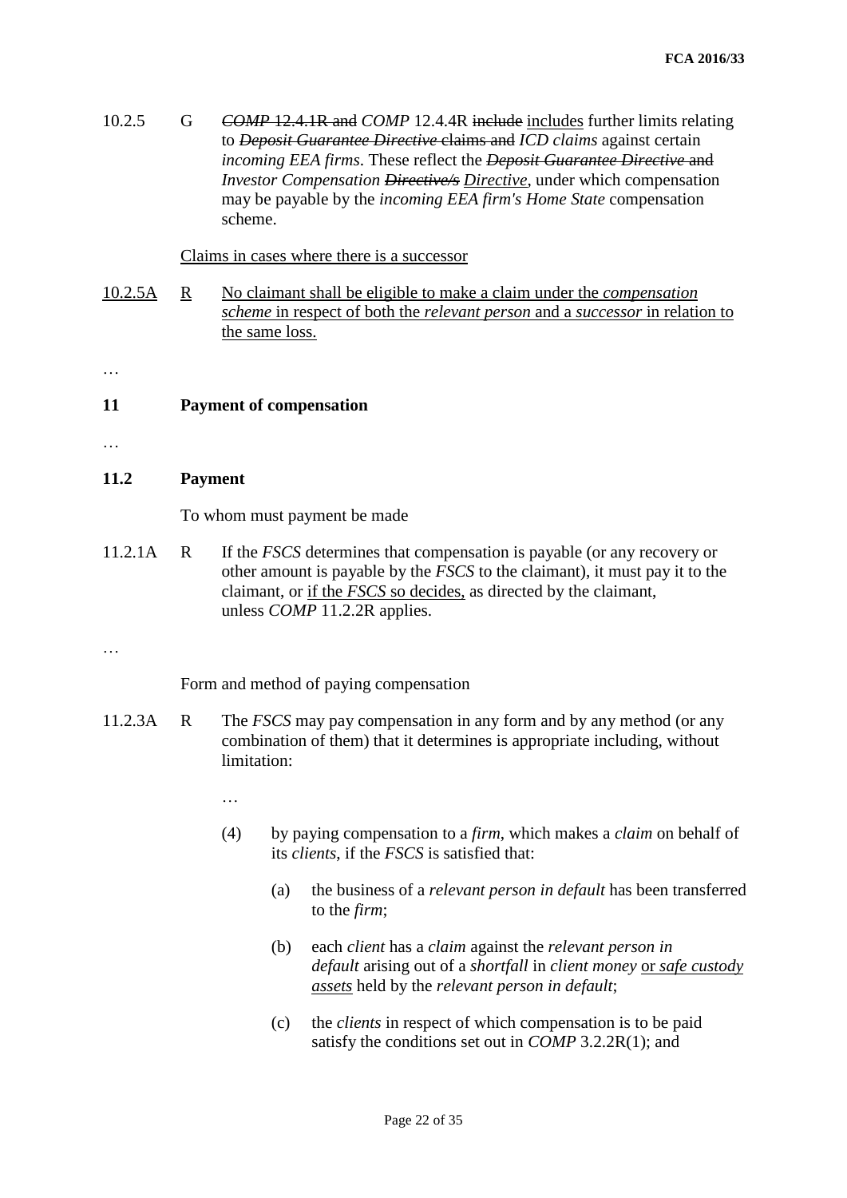10.2.5 G ~~*COMP* 12.4.1R and~~ *COMP* 12.4.4R ~~include~~ <u>includes</u> further limits relating to ~~*Deposit Guarantee Directive* claims and~~ *ICD claims* against certain *incoming EEA firms*. These reflect the ~~*Deposit Guarantee Directive* and~~ *Investor Compensation* ~~*Directive/s*~~ <u>*Directive*</u>, under which compensation may be payable by the *incoming EEA firm's Home State* compensation scheme.

<u>Claims in cases where there is a successor</u>

<u>10.2.5A</u> <u>R</u> <u>No claimant shall be eligible to make a claim under the *compensation scheme* in respect of both the *relevant person* and a *successor* in relation to the same loss.</u>

…

## 11 Payment of compensation

…

### 11.2 Payment

To whom must payment be made

11.2.1A R If the *FSCS* determines that compensation is payable (or any recovery or other amount is payable by the *FSCS* to the claimant), it must pay it to the claimant, or <u>if the *FSCS* so decides,</u> as directed by the claimant, unless *COMP* 11.2.2R applies.

…

Form and method of paying compensation

11.2.3A R The *FSCS* may pay compensation in any form and by any method (or any combination of them) that it determines is appropriate including, without limitation:

…

(4) by paying compensation to a *firm*, which makes a *claim* on behalf of its *clients*, if the *FSCS* is satisfied that:

(a) the business of a *relevant person in default* has been transferred to the *firm*;

(b) each *client* has a *claim* against the *relevant person in default* arising out of a *shortfall* in *client money* <u>or *safe custody assets*</u> held by the *relevant person in default*;

(c) the *clients* in respect of which compensation is to be paid satisfy the conditions set out in *COMP* 3.2.2R(1); and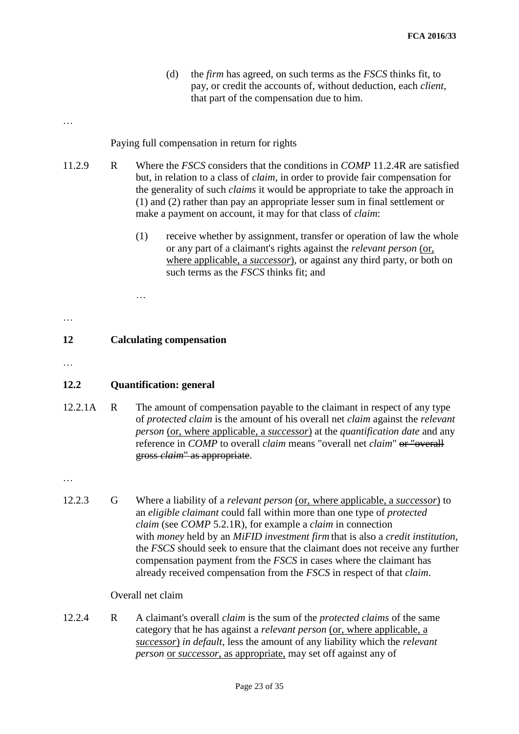(d) the *firm* has agreed, on such terms as the *FSCS* thinks fit, to pay, or credit the accounts of, without deduction, each *client*, that part of the compensation due to him.

…

Paying full compensation in return for rights

11.2.9 R Where the *FSCS* considers that the conditions in *COMP* 11.2.4R are satisfied but, in relation to a class of *claim*, in order to provide fair compensation for the generality of such *claims* it would be appropriate to take the approach in (1) and (2) rather than pay an appropriate lesser sum in final settlement or make a payment on account, it may for that class of *claim*:

(1) receive whether by assignment, transfer or operation of law the whole or any part of a claimant's rights against the *relevant person* <u>(or, where applicable, a *successor*)</u>, or against any third party, or both on such terms as the *FSCS* thinks fit; and

…

…

## 12 Calculating compensation

…

### 12.2 Quantification: general

12.2.1A R The amount of compensation payable to the claimant in respect of any type of *protected claim* is the amount of his overall net *claim* against the *relevant person* <u>(or, where applicable, a *successor*)</u> at the *quantification date* and any reference in *COMP* to overall *claim* means "overall net *claim*" ~~or "overall gross *claim*" as appropriate~~.

…

12.2.3 G Where a liability of a *relevant person* <u>(or, where applicable, a *successor*)</u> to an *eligible claimant* could fall within more than one type of *protected claim* (see *COMP* 5.2.1R), for example a *claim* in connection with *money* held by an *MiFID investment firm* that is also a *credit institution*, the *FSCS* should seek to ensure that the claimant does not receive any further compensation payment from the *FSCS* in cases where the claimant has already received compensation from the *FSCS* in respect of that *claim*.

Overall net claim

12.2.4 R A claimant's overall *claim* is the sum of the *protected claims* of the same category that he has against a *relevant person* <u>(or, where applicable, a *successor*)</u> *in default*, less the amount of any liability which the *relevant person* <u>or *successor*, as appropriate,</u> may set off against any of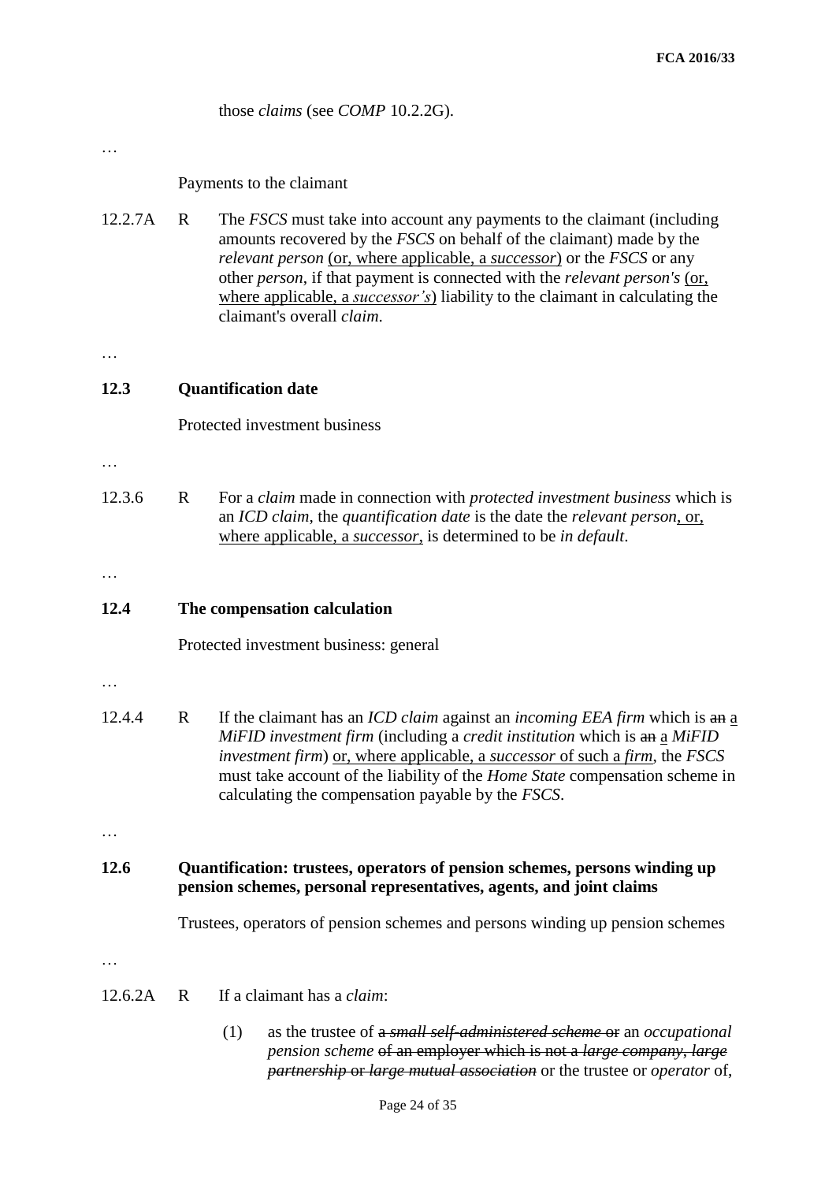those *claims* (see *COMP* 10.2.2G).

…

Payments to the claimant

12.2.7A R The *FSCS* must take into account any payments to the claimant (including amounts recovered by the *FSCS* on behalf of the claimant) made by the *relevant person* <u>(or, where applicable, a *successor*)</u> or the *FSCS* or any other *person*, if that payment is connected with the *relevant person's* <u>(or, where applicable, a *successor's*)</u> liability to the claimant in calculating the claimant's overall *claim*.

…

## 12.3 Quantification date

Protected investment business

…

12.3.6 R For a *claim* made in connection with *protected investment business* which is an *ICD claim*, the *quantification date* is the date the *relevant person*<u>, or, where applicable, a *successor*,</u> is determined to be *in default*.

…

## 12.4 The compensation calculation

Protected investment business: general

…

12.4.4 R If the claimant has an *ICD claim* against an *incoming EEA firm* which is ~~an~~ <u>a</u> *MiFID investment firm* (including a *credit institution* which is ~~an~~ <u>a</u> *MiFID investment firm*) <u>or, where applicable, a *successor* of such a *firm*</u>, the *FSCS* must take account of the liability of the *Home State* compensation scheme in calculating the compensation payable by the *FSCS*.

…

## 12.6 Quantification: trustees, operators of pension schemes, persons winding up pension schemes, personal representatives, agents, and joint claims

Trustees, operators of pension schemes and persons winding up pension schemes

…

12.6.2A R If a claimant has a *claim*:

(1) as the trustee of ~~a *small self-administered scheme* or~~ an *occupational pension scheme* ~~of an employer which is not a *large company*, *large partnership* or *large mutual association*~~ or the trustee or *operator* of,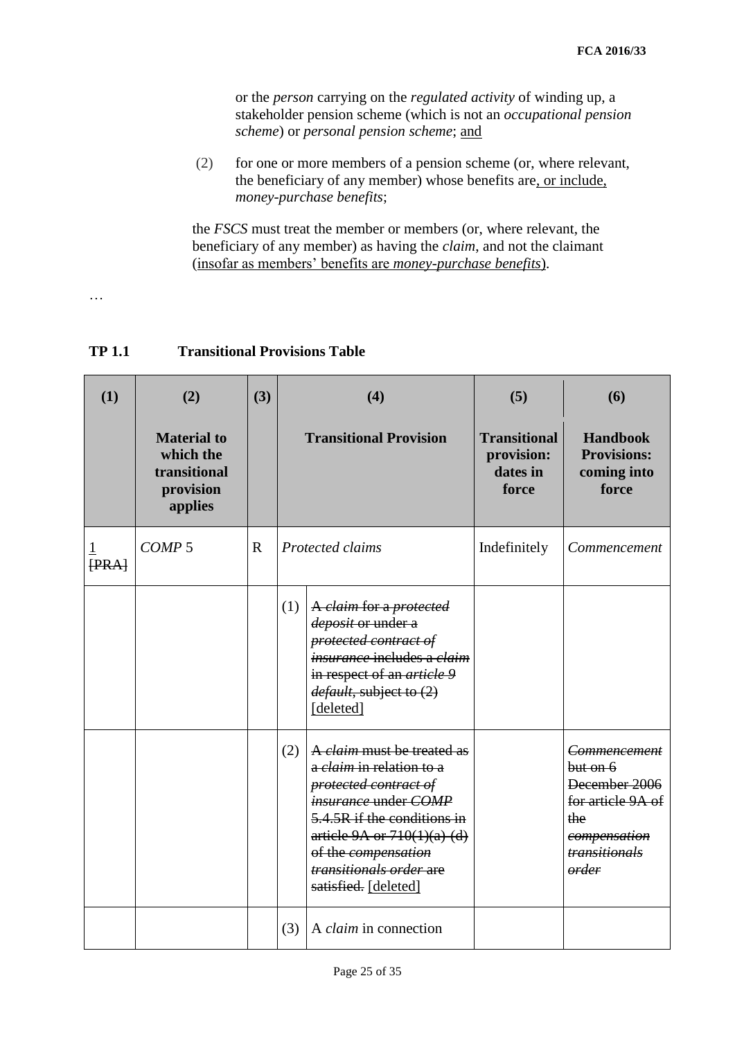or the *person* carrying on the *regulated activity* of winding up, a stakeholder pension scheme (which is not an *occupational pension scheme*) or *personal pension scheme*; <u>and</u>

(2) for one or more members of a pension scheme (or, where relevant, the beneficiary of any member) whose benefits are<u>, or include,</u> *money-purchase benefits*;

the *FSCS* must treat the member or members (or, where relevant, the beneficiary of any member) as having the *claim*, and not the claimant (<u>insofar as members' benefits are *money-purchase benefits*</u>).

…

**TP 1.1 Transitional Provisions Table**

| (1) | (2) | (3) | (4) | | (5) | (6) |
|---|---|---|---|---|---|---|
| | **Material to which the transitional provision applies** | | **Transitional Provision** | | **Transitional provision: dates in force** | **Handbook Provisions: coming into force** |
| <u>1</u> ~~[PRA]~~ | *COMP* 5 | R | *Protected claims* | | Indefinitely | *Commencement* |
| | | | (1) | ~~A *claim* for a *protected deposit* or under a *protected contract of insurance* includes a *claim* in respect of an *article 9 default*, subject to (2)~~ <u>[deleted]</u> | | |
| | | | (2) | ~~A *claim* must be treated as a *claim* in relation to a *protected contract of insurance* under *COMP* 5.4.5R if the conditions in article 9A or 710(1)(a)-(d) of the *compensation transitionals order* are satisfied.~~ <u>[deleted]</u> | | ~~*Commencement* but on 6 December 2006 for article 9A of the *compensation transitionals order*~~ |
| | | | (3) | A *claim* in connection | | |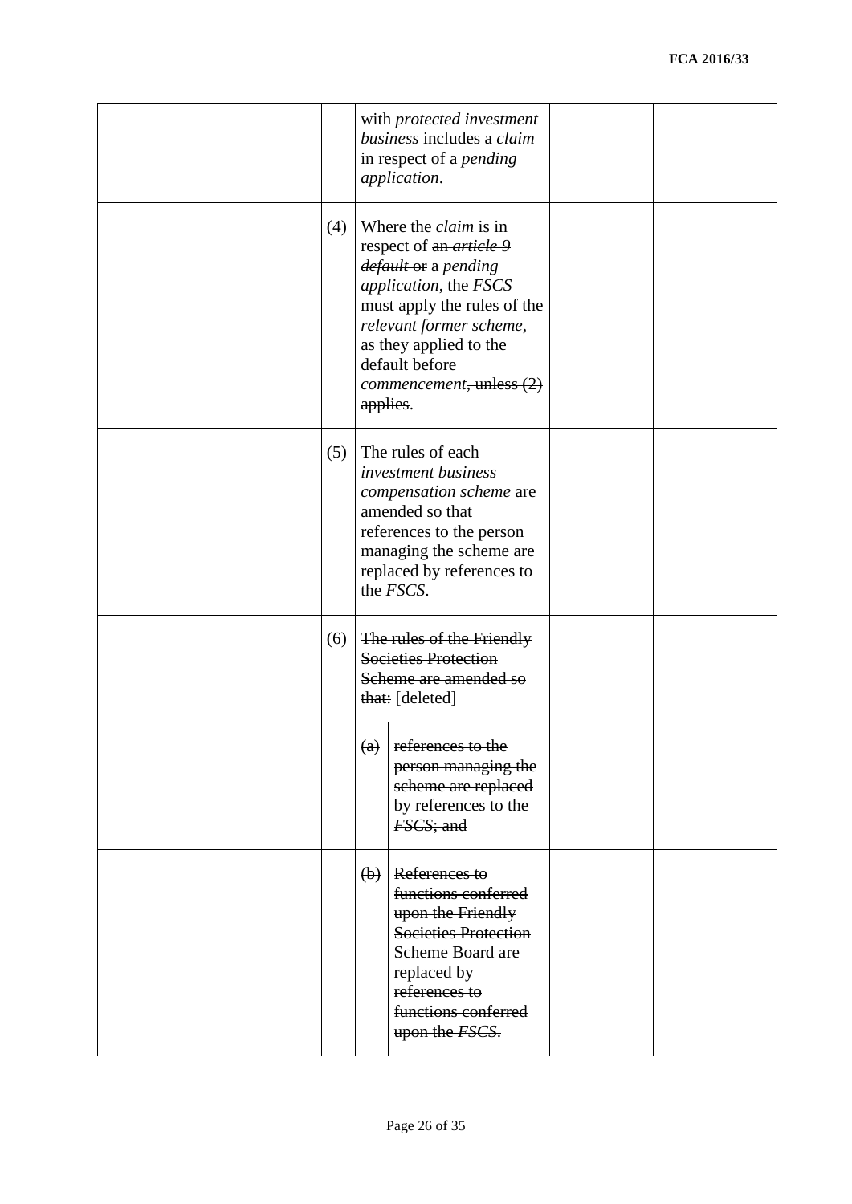|  |  |  |  |  |  |  |  |
|---|---|---|---|---|---|---|---|
|  |  |  |  | with *protected investment business* includes a *claim* in respect of a *pending application*. |  |  |  |
|  |  |  | (4) | Where the *claim* is in respect of ~~an *article 9 default* or~~ a *pending application*, the *FSCS* must apply the rules of the *relevant former scheme*, as they applied to the default before *commencement*~~, unless (2) applies~~. |  |  |  |
|  |  |  | (5) | The rules of each *investment business compensation scheme* are amended so that references to the person managing the scheme are replaced by references to the *FSCS*. |  |  |  |
|  |  |  | (6) | ~~The rules of the Friendly Societies Protection Scheme are amended so that:~~ <u>[deleted]</u> |  |  |  |
|  |  |  |  | ~~(a)~~ | ~~references to the person managing the scheme are replaced by references to the *FSCS*; and~~ |  |  |
|  |  |  |  | ~~(b)~~ | ~~References to functions conferred upon the Friendly Societies Protection Scheme Board are replaced by references to functions conferred upon the *FSCS*.~~ |  |  |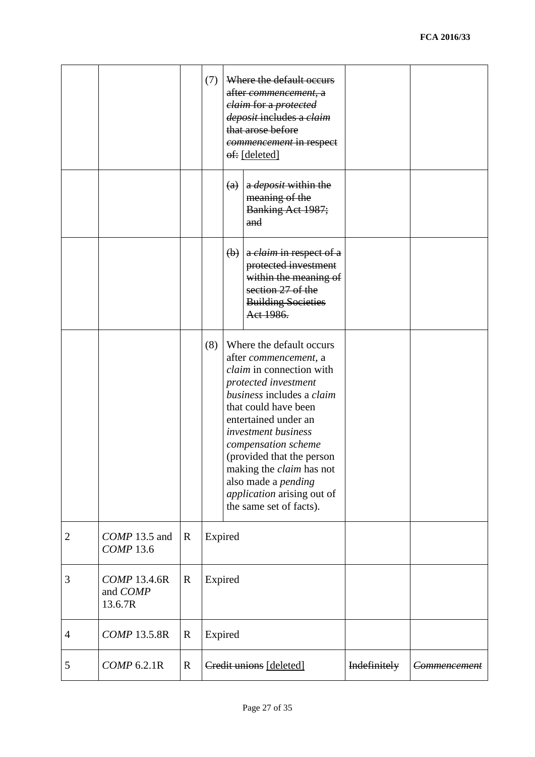| | | | | | | |
|---|---|---|---|---|---|---|
| | | | (7) | ~~Where the default occurs after *commencement*, a *claim* for a *protected deposit* includes a *claim* that arose before *commencement* in respect of:~~ [deleted] | | |
| | | | | ~~(a) a *deposit* within the meaning of the Banking Act 1987; and~~ | | |
| | | | | ~~(b) a *claim* in respect of a protected investment within the meaning of section 27 of the Building Societies Act 1986.~~ | | |
| | | | (8) | Where the default occurs after *commencement*, a *claim* in connection with *protected investment business* includes a *claim* that could have been entertained under an *investment business compensation scheme* (provided that the person making the *claim* has not also made a *pending application* arising out of the same set of facts). | | |
| 2 | *COMP* 13.5 and *COMP* 13.6 | R | Expired | | | |
| 3 | *COMP* 13.4.6R and *COMP* 13.6.7R | R | Expired | | | |
| 4 | *COMP* 13.5.8R | R | Expired | | | |
| 5 | *COMP* 6.2.1R | R | ~~Credit unions~~ [deleted] | | ~~Indefinitely~~ | ~~*Commencement*~~ |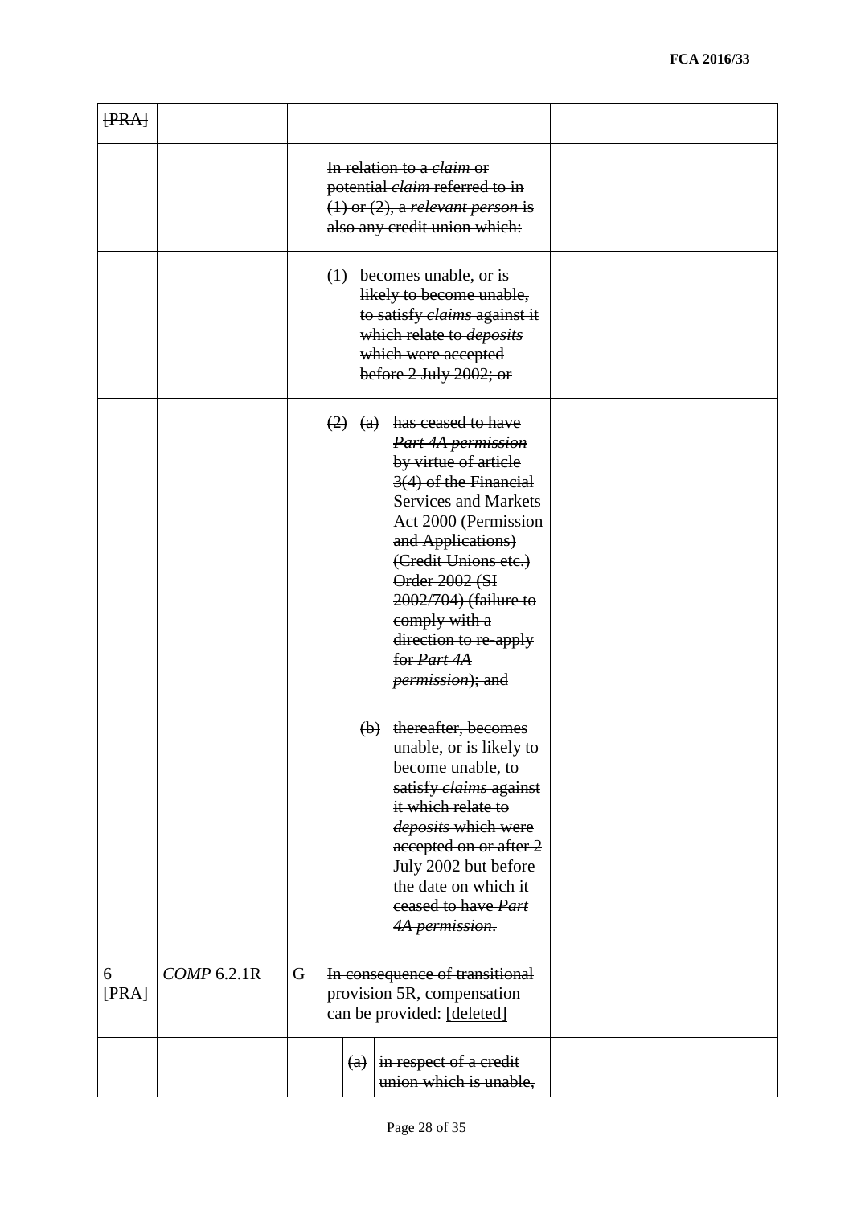| ~~[PRA]~~ | | | | | | | | |
|---|---|---|---|---|---|---|---|---|
| | | | ~~In relation to a *claim* or potential *claim* referred to in (1) or (2), a *relevant person* is also any credit union which:~~ | | | | | |
| | | | ~~(1)~~ | ~~becomes unable, or is likely to become unable, to satisfy *claims* against it which relate to *deposits* which were accepted before 2 July 2002; or~~ | | | | |
| | | | ~~(2)~~ | ~~(a)~~ | ~~has ceased to have *Part 4A permission* by virtue of article 3(4) of the Financial Services and Markets Act 2000 (Permission and Applications) (Credit Unions etc.) Order 2002 (SI 2002/704) (failure to comply with a direction to re-apply for *Part 4A permission*); and~~ | | | |
| | | | | ~~(b)~~ | ~~thereafter, becomes unable, or is likely to become unable, to satisfy *claims* against it which relate to *deposits* which were accepted on or after 2 July 2002 but before the date on which it ceased to have *Part 4A permission*.~~ | | | |
| 6 ~~[PRA]~~ | *COMP* 6.2.1R | G | ~~In consequence of transitional provision 5R, compensation can be provided:~~ <u>[deleted]</u> | | | | | |
| | | | | ~~(a)~~ | ~~in respect of a credit union which is unable,~~ | | | |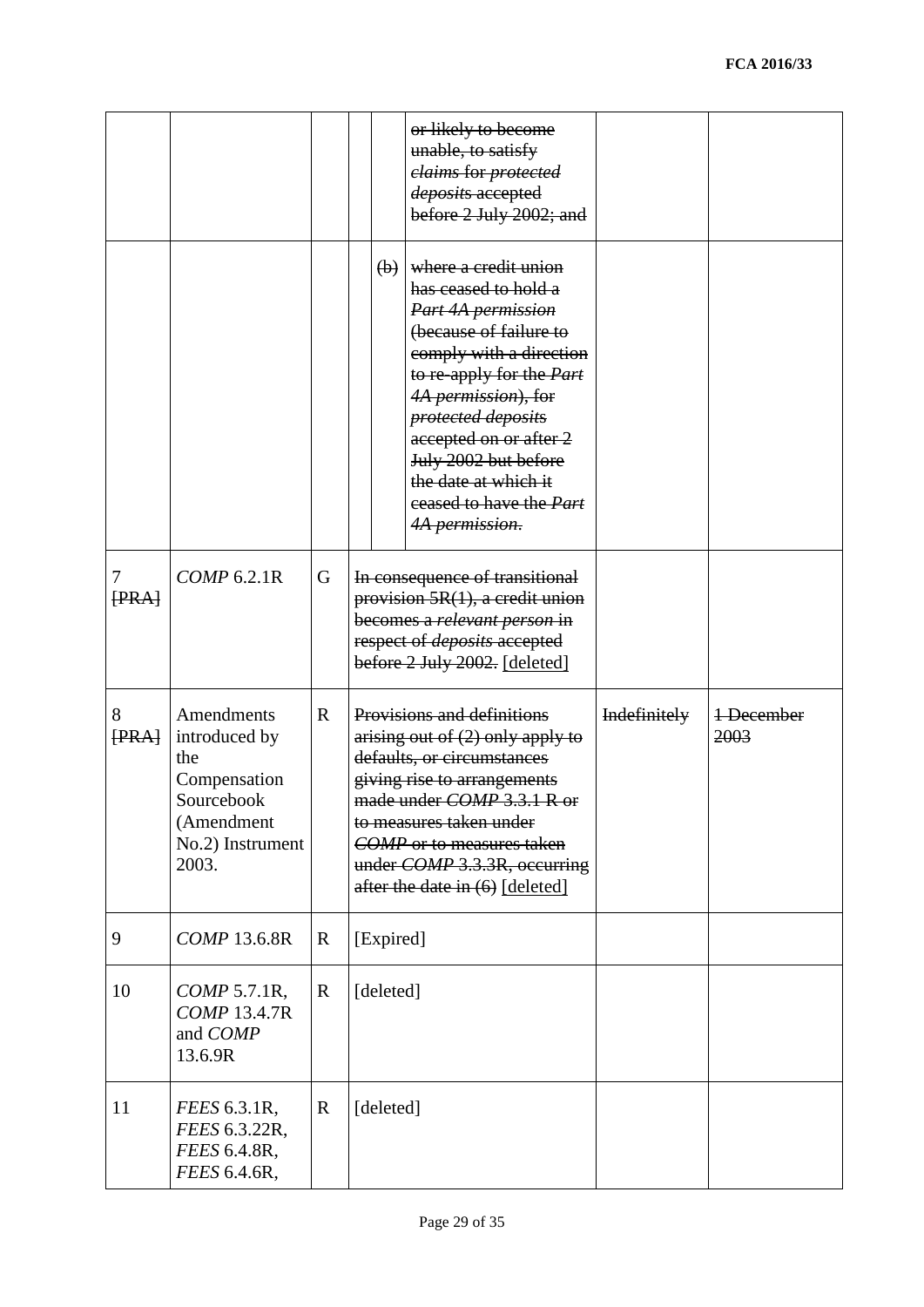| | | | | | | | |
|---|---|---|---|---|---|---|---|
| | | | | | ~~or likely to become unable, to satisfy *claims* for *protected deposits* accepted before 2 July 2002; and~~ | | |
| | | | | ~~(b)~~ | ~~where a credit union has ceased to hold a *Part 4A permission* (because of failure to comply with a direction to re-apply for the *Part 4A permission*), for *protected deposits* accepted on or after 2 July 2002 but before the date at which it ceased to have the *Part 4A permission*.~~ | | |
| 7 ~~[PRA]~~ | *COMP* 6.2.1R | G | ~~In consequence of transitional provision 5R(1), a credit union becomes a *relevant person* in respect of *deposits* accepted before 2 July 2002.~~ [deleted] | | | | |
| 8 ~~[PRA]~~ | Amendments introduced by the Compensation Sourcebook (Amendment No.2) Instrument 2003. | R | ~~Provisions and definitions arising out of (2) only apply to defaults, or circumstances giving rise to arrangements made under *COMP* 3.3.1 R or to measures taken under *COMP* or to measures taken under *COMP* 3.3.3R, occurring after the date in (6)~~ [deleted] | | | ~~Indefinitely~~ | ~~1 December 2003~~ |
| 9 | *COMP* 13.6.8R | R | [Expired] | | | | |
| 10 | *COMP* 5.7.1R, *COMP* 13.4.7R and *COMP* 13.6.9R | R | [deleted] | | | | |
| 11 | *FEES* 6.3.1R, *FEES* 6.3.22R, *FEES* 6.4.8R, *FEES* 6.4.6R, | R | [deleted] | | | | |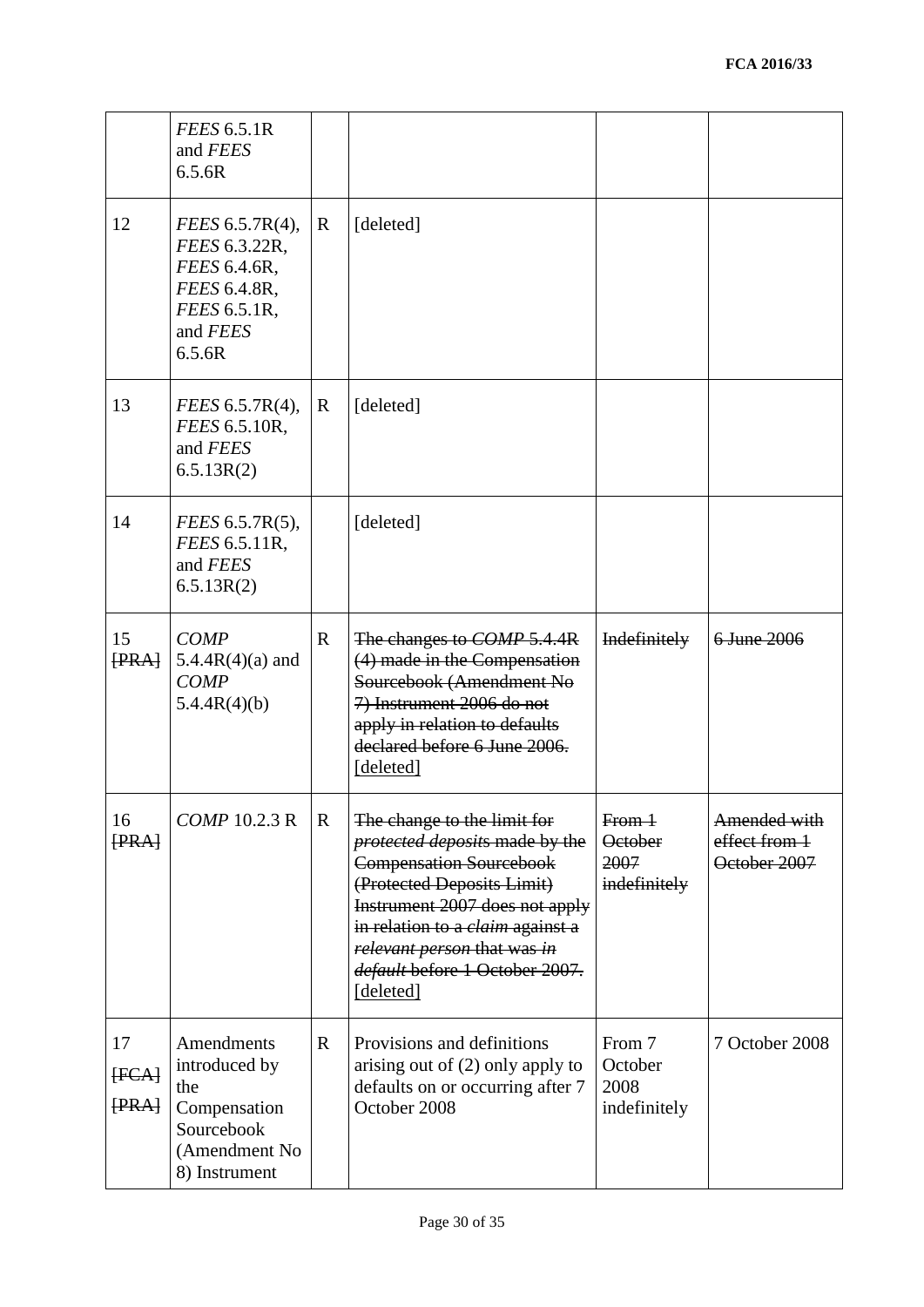| | | | | | |
|---|---|---|---|---|---|
| | *FEES* 6.5.1R and *FEES* 6.5.6R | | | | |
| 12 | *FEES* 6.5.7R(4), *FEES* 6.3.22R, *FEES* 6.4.6R, *FEES* 6.4.8R, *FEES* 6.5.1R, and *FEES* 6.5.6R | R | [deleted] | | |
| 13 | *FEES* 6.5.7R(4), *FEES* 6.5.10R, and *FEES* 6.5.13R(2) | R | [deleted] | | |
| 14 | *FEES* 6.5.7R(5), *FEES* 6.5.11R, and *FEES* 6.5.13R(2) | | [deleted] | | |
| 15 ~~[PRA]~~ | *COMP* 5.4.4R(4)(a) and *COMP* 5.4.4R(4)(b) | R | ~~The changes to *COMP* 5.4.4R (4) made in the Compensation Sourcebook (Amendment No 7) Instrument 2006 do not apply in relation to defaults declared before 6 June 2006.~~ <u>[deleted]</u> | ~~Indefinitely~~ | ~~6 June 2006~~ |
| 16 ~~[PRA]~~ | *COMP* 10.2.3 R | R | ~~The change to the limit for *protected deposits* made by the Compensation Sourcebook (Protected Deposits Limit) Instrument 2007 does not apply in relation to a *claim* against a *relevant person* that was *in default* before 1 October 2007.~~ <u>[deleted]</u> | ~~From 1 October 2007 indefinitely~~ | ~~Amended with effect from 1 October 2007~~ |
| 17 ~~[FCA]~~ ~~[PRA]~~ | Amendments introduced by the Compensation Sourcebook (Amendment No 8) Instrument | R | Provisions and definitions arising out of (2) only apply to defaults on or occurring after 7 October 2008 | From 7 October 2008 indefinitely | 7 October 2008 |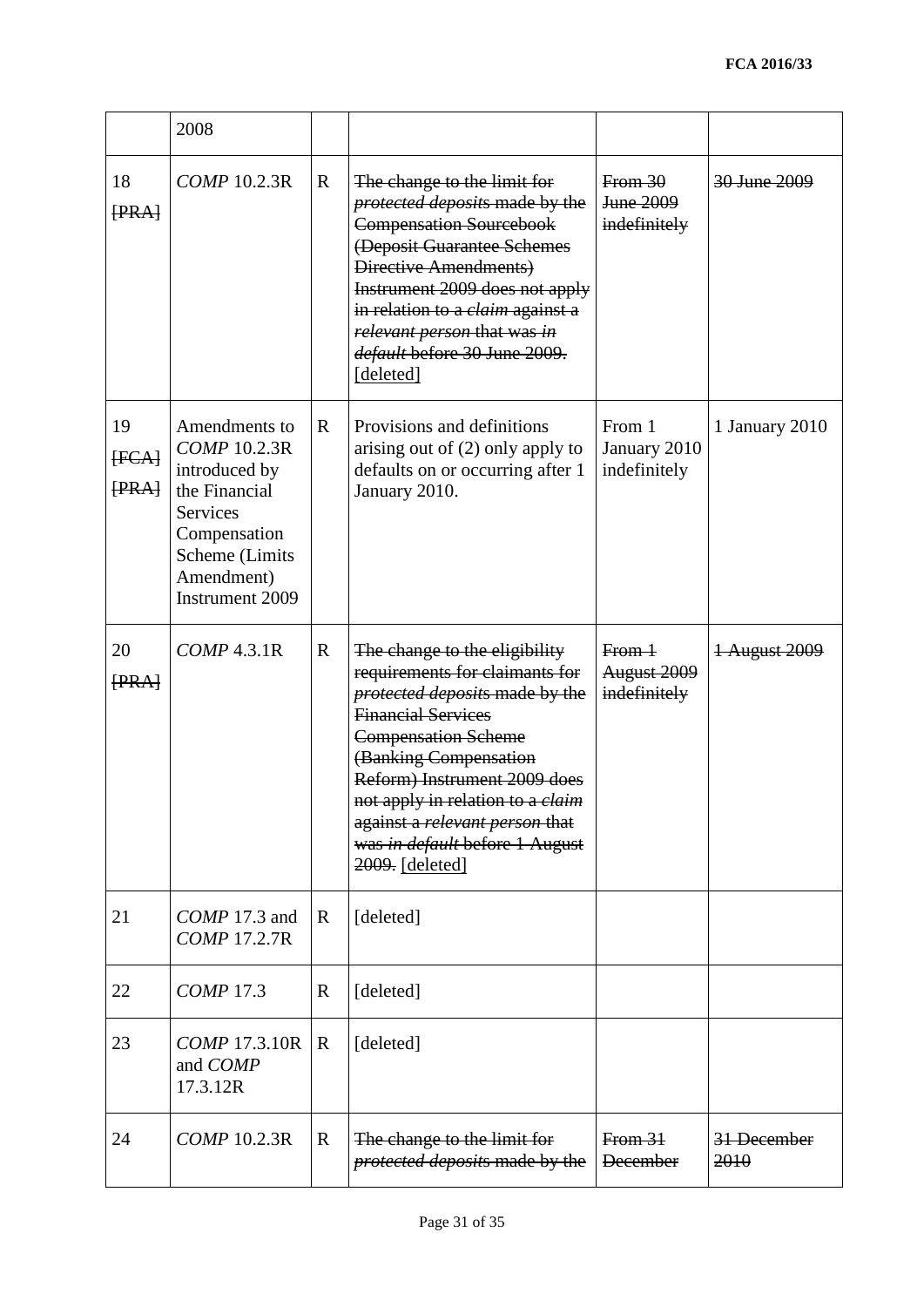|  | 2008 |  |  |  |  |
|---|---|---|---|---|---|
| 18 ~~[PRA]~~ | *COMP* 10.2.3R | R | ~~The change to the limit for *protected deposits* made by the Compensation Sourcebook (Deposit Guarantee Schemes Directive Amendments) Instrument 2009 does not apply in relation to a *claim* against a *relevant person* that was *in default* before 30 June 2009.~~ [deleted] | ~~From 30 June 2009 indefinitely~~ | ~~30 June 2009~~ |
| 19 ~~[FCA]~~ ~~[PRA]~~ | Amendments to *COMP* 10.2.3R introduced by the Financial Services Compensation Scheme (Limits Amendment) Instrument 2009 | R | Provisions and definitions arising out of (2) only apply to defaults on or occurring after 1 January 2010. | From 1 January 2010 indefinitely | 1 January 2010 |
| 20 ~~[PRA]~~ | *COMP* 4.3.1R | R | ~~The change to the eligibility requirements for claimants for *protected deposits* made by the Financial Services Compensation Scheme (Banking Compensation Reform) Instrument 2009 does not apply in relation to a *claim* against a *relevant person* that was *in default* before 1 August 2009.~~ [deleted] | ~~From 1 August 2009 indefinitely~~ | ~~1 August 2009~~ |
| 21 | *COMP* 17.3 and *COMP* 17.2.7R | R | [deleted] |  |  |
| 22 | *COMP* 17.3 | R | [deleted] |  |  |
| 23 | *COMP* 17.3.10R and *COMP* 17.3.12R | R | [deleted] |  |  |
| 24 | *COMP* 10.2.3R | R | ~~The change to the limit for *protected deposits* made by the~~ | ~~From 31 December~~ | ~~31 December 2010~~ |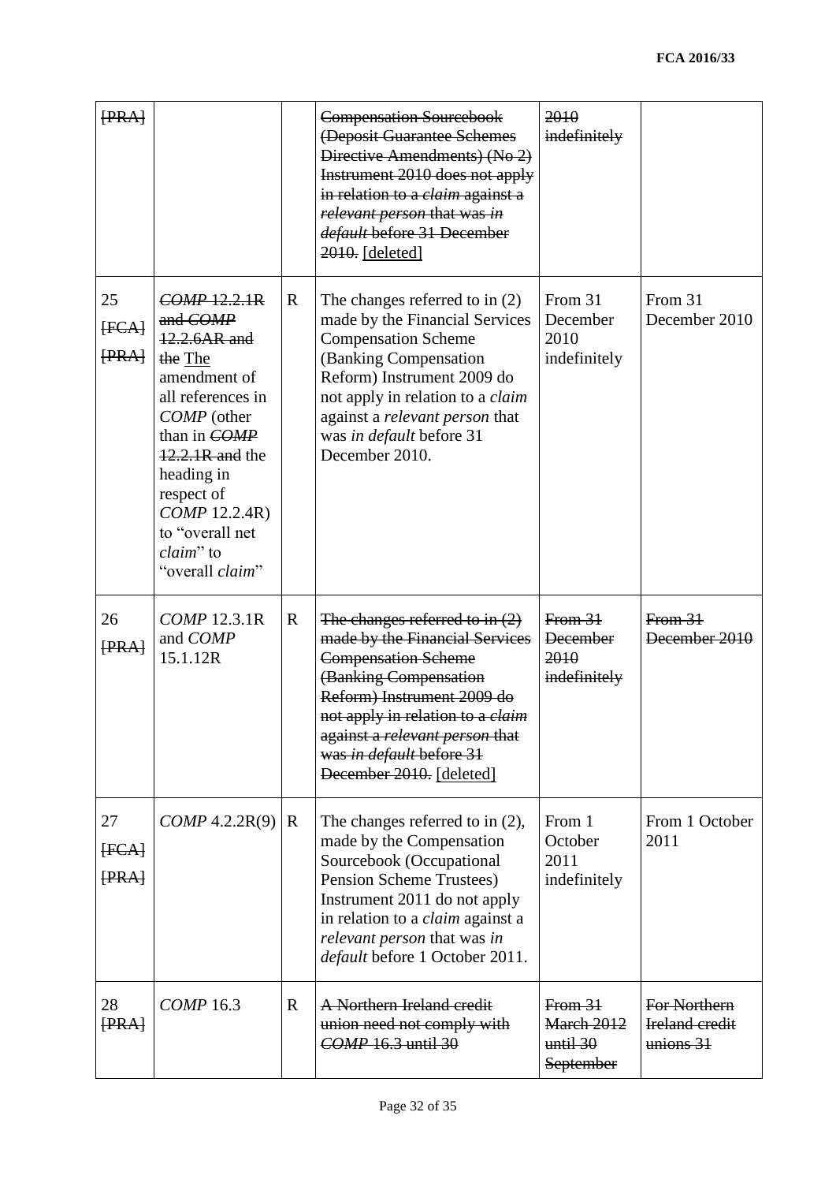| | | | | | |
|---|---|---|---|---|---|
| ~~[PRA]~~ | | | ~~Compensation Sourcebook (Deposit Guarantee Schemes Directive Amendments) (No 2) Instrument 2010 does not apply in relation to a *claim* against a *relevant person* that was *in default* before 31 December 2010.~~ [deleted] | ~~2010 indefinitely~~ | |
| 25 ~~[FCA]~~ ~~[PRA]~~ | ~~*COMP* 12.2.1R and *COMP* 12.2.6AR and the~~ The amendment of all references in *COMP* (other than in ~~*COMP* 12.2.1R and~~ the heading in respect of *COMP* 12.2.4R) to "overall net *claim*" to "overall *claim*" | R | The changes referred to in (2) made by the Financial Services Compensation Scheme (Banking Compensation Reform) Instrument 2009 do not apply in relation to a *claim* against a *relevant person* that was *in default* before 31 December 2010. | From 31 December 2010 indefinitely | From 31 December 2010 |
| 26 ~~[PRA]~~ | *COMP* 12.3.1R and *COMP* 15.1.12R | R | ~~The changes referred to in (2) made by the Financial Services Compensation Scheme (Banking Compensation Reform) Instrument 2009 do not apply in relation to a *claim* against a *relevant person* that was *in default* before 31 December 2010.~~ [deleted] | ~~From 31 December 2010 indefinitely~~ | ~~From 31 December 2010~~ |
| 27 ~~[FCA]~~ ~~[PRA]~~ | *COMP* 4.2.2R(9) | R | The changes referred to in (2), made by the Compensation Sourcebook (Occupational Pension Scheme Trustees) Instrument 2011 do not apply in relation to a *claim* against a *relevant person* that was *in default* before 1 October 2011. | From 1 October 2011 indefinitely | From 1 October 2011 |
| 28 ~~[PRA]~~ | *COMP* 16.3 | R | ~~A Northern Ireland credit union need not comply with *COMP* 16.3 until 30~~ | ~~From 31 March 2012 until 30 September~~ | ~~For Northern Ireland credit unions 31~~ |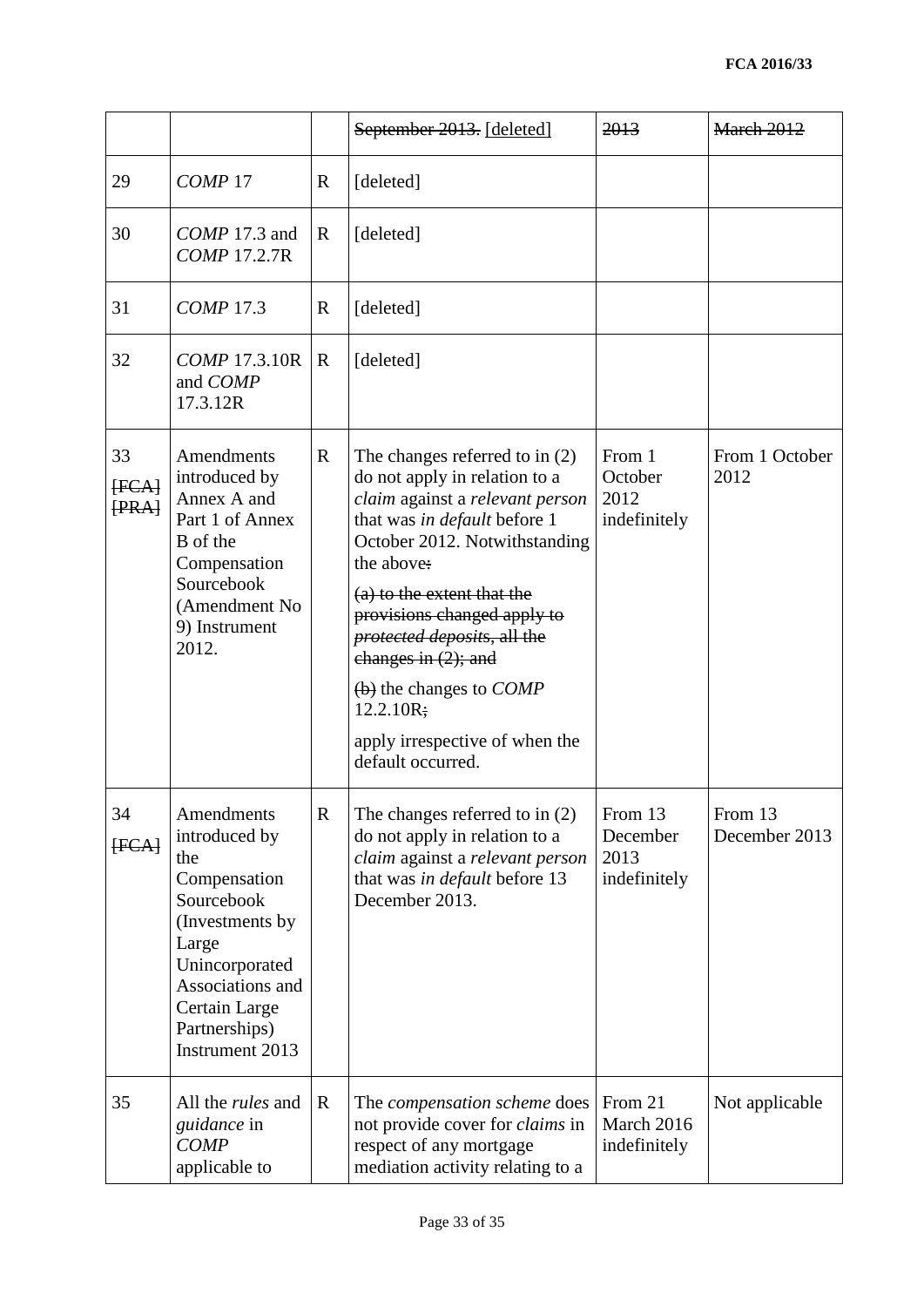| | | | ~~September 2013.~~ [deleted] | ~~2013~~ | ~~March 2012~~ |
|---|---|---|---|---|---|
| 29 | *COMP* 17 | R | [deleted] | | |
| 30 | *COMP* 17.3 and *COMP* 17.2.7R | R | [deleted] | | |
| 31 | *COMP* 17.3 | R | [deleted] | | |
| 32 | *COMP* 17.3.10R and *COMP* 17.3.12R | R | [deleted] | | |
| 33 ~~[FCA]~~ ~~[PRA]~~ | Amendments introduced by Annex A and Part 1 of Annex B of the Compensation Sourcebook (Amendment No 9) Instrument 2012. | R | The changes referred to in (2) do not apply in relation to a *claim* against a *relevant person* that was *in default* before 1 October 2012. Notwithstanding the above~~:~~<br><br>~~(a) to the extent that the provisions changed apply to *protected deposits*, all the changes in (2); and~~<br><br>~~(b)~~ the changes to *COMP* 12.2.10R~~;~~<br><br>apply irrespective of when the default occurred. | From 1 October 2012 indefinitely | From 1 October 2012 |
| 34 ~~[FCA]~~ | Amendments introduced by the Compensation Sourcebook (Investments by Large Unincorporated Associations and Certain Large Partnerships) Instrument 2013 | R | The changes referred to in (2) do not apply in relation to a *claim* against a *relevant person* that was *in default* before 13 December 2013. | From 13 December 2013 indefinitely | From 13 December 2013 |
| 35 | All the *rules* and *guidance* in *COMP* applicable to | R | The *compensation scheme* does not provide cover for *claims* in respect of any mortgage mediation activity relating to a | From 21 March 2016 indefinitely | Not applicable |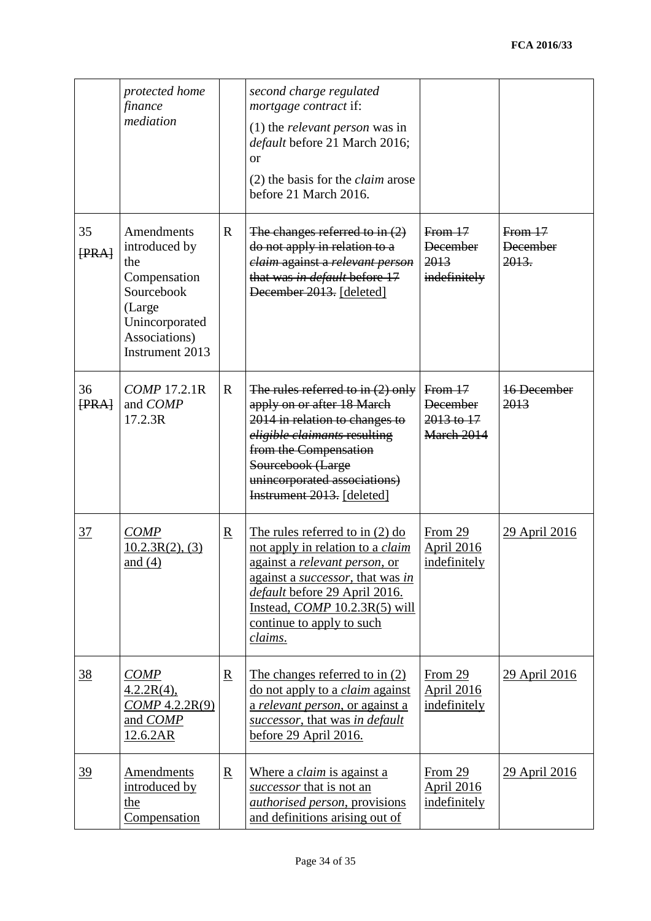| | *protected home finance mediation* | | *second charge regulated mortgage contract* if:<br>(1) the *relevant person* was in *default* before 21 March 2016; or<br>(2) the basis for the *claim* arose before 21 March 2016. | | |
|---|---|---|---|---|---|
| 35 ~~[PRA]~~ | Amendments introduced by the Compensation Sourcebook (Large Unincorporated Associations) Instrument 2013 | R | ~~The changes referred to in (2) do not apply in relation to a *claim* against a *relevant person* that was *in default* before 17 December 2013.~~ <u>[deleted]</u> | ~~From 17 December 2013 indefinitely~~ | ~~From 17 December 2013.~~ |
| 36 ~~[PRA]~~ | *COMP* 17.2.1R and *COMP* 17.2.3R | R | ~~The rules referred to in (2) only apply on or after 18 March 2014 in relation to changes to *eligible claimants* resulting from the Compensation Sourcebook (Large unincorporated associations) Instrument 2013.~~ <u>[deleted]</u> | ~~From 17 December 2013 to 17 March 2014~~ | ~~16 December 2013~~ |
| <u>37</u> | <u>*COMP* 10.2.3R(2), (3) and (4)</u> | <u>R</u> | <u>The rules referred to in (2) do not apply in relation to a *claim* against a *relevant person*, or against a *successor*, that was *in default* before 29 April 2016. Instead, *COMP* 10.2.3R(5) will continue to apply to such *claims*.</u> | <u>From 29 April 2016 indefinitely</u> | <u>29 April 2016</u> |
| <u>38</u> | <u>*COMP* 4.2.2R(4), *COMP* 4.2.2R(9) and *COMP* 12.6.2AR</u> | <u>R</u> | <u>The changes referred to in (2) do not apply to a *claim* against a *relevant person*, or against a *successor*, that was *in default* before 29 April 2016.</u> | <u>From 29 April 2016 indefinitely</u> | <u>29 April 2016</u> |
| <u>39</u> | <u>Amendments introduced by the Compensation</u> | <u>R</u> | <u>Where a *claim* is against a *successor* that is not an *authorised person*, provisions and definitions arising out of</u> | <u>From 29 April 2016 indefinitely</u> | <u>29 April 2016</u> |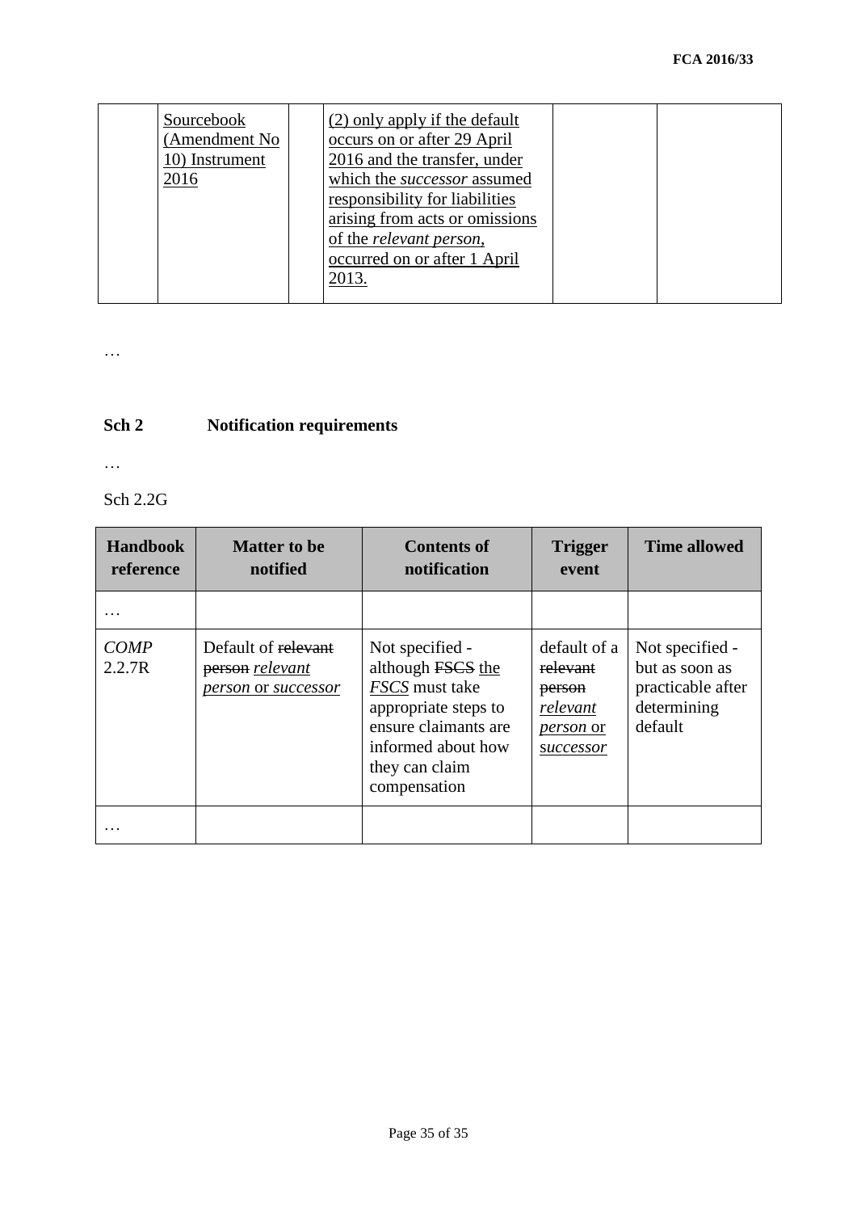| | Sourcebook (Amendment No 10) Instrument 2016 | | (2) only apply if the default occurs on or after 29 April 2016 and the transfer, under which the *successor* assumed responsibility for liabilities arising from acts or omissions of the *relevant person*, occurred on or after 1 April 2013. | | |
|---|---|---|---|---|---|

…

## Sch 2 Notification requirements

…

Sch 2.2G

| Handbook reference | Matter to be notified | Contents of notification | Trigger event | Time allowed |
|---|---|---|---|---|
| … | | | | |
| *COMP* 2.2.7R | Default of ~~relevant person~~ *relevant person* or *successor* | Not specified - although ~~FSCS~~ the *FSCS* must take appropriate steps to ensure claimants are informed about how they can claim compensation | default of a ~~relevant person~~ *relevant person* or *successor* | Not specified - but as soon as practicable after determining default |
| … | | | | |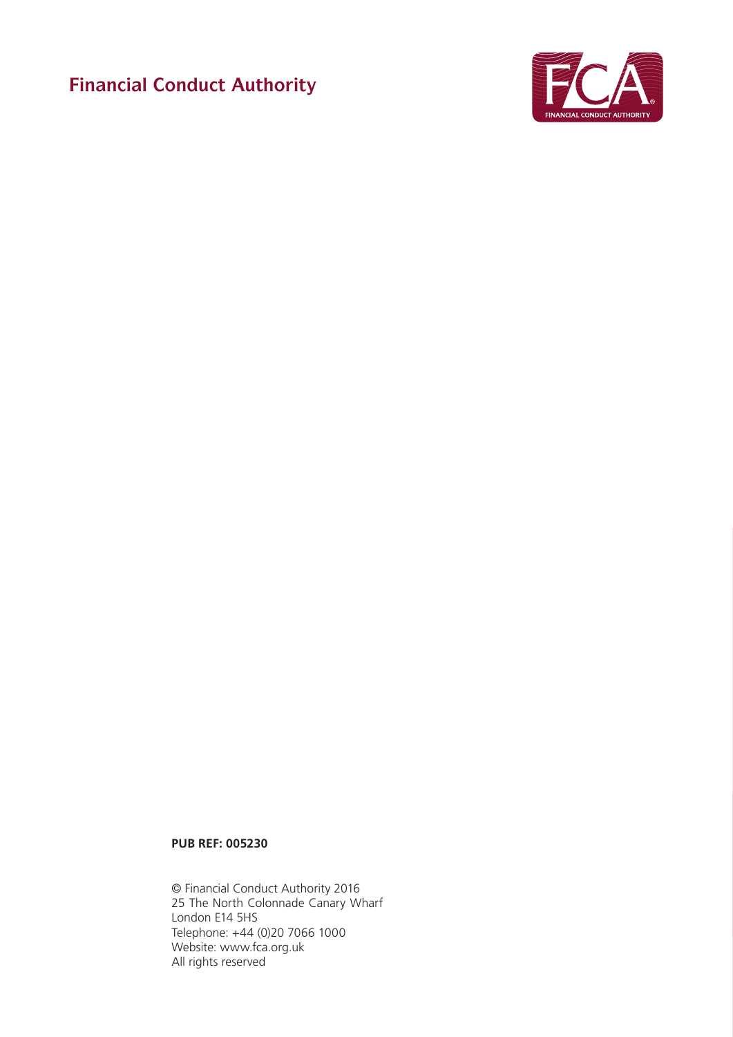**Financial Conduct Authority**

**PUB REF: 005230**

© Financial Conduct Authority 2016
25 The North Colonnade Canary Wharf
London E14 5HS
Telephone: +44 (0)20 7066 1000
Website: www.fca.org.uk
All rights reserved